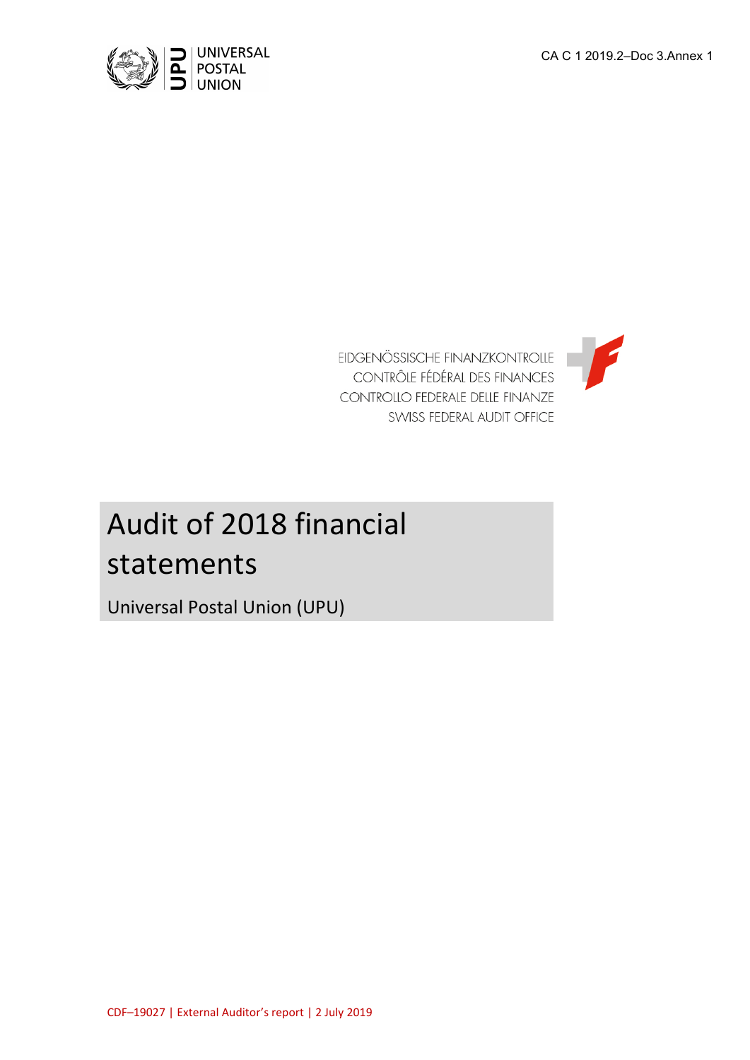UNIVERSAL POSTAL UNION

CA C 1 2019.2–Doc 3.Annex 1

EIDGENÖSSISCHE FINANZKONTROLLE
CONTRÔLE FÉDÉRAL DES FINANCES
CONTROLLO FEDERALE DELLE FINANZE
SWISS FEDERAL AUDIT OFFICE

# Audit of 2018 financial statements

Universal Postal Union (UPU)

CDF–19027 | External Auditor's report | 2 July 2019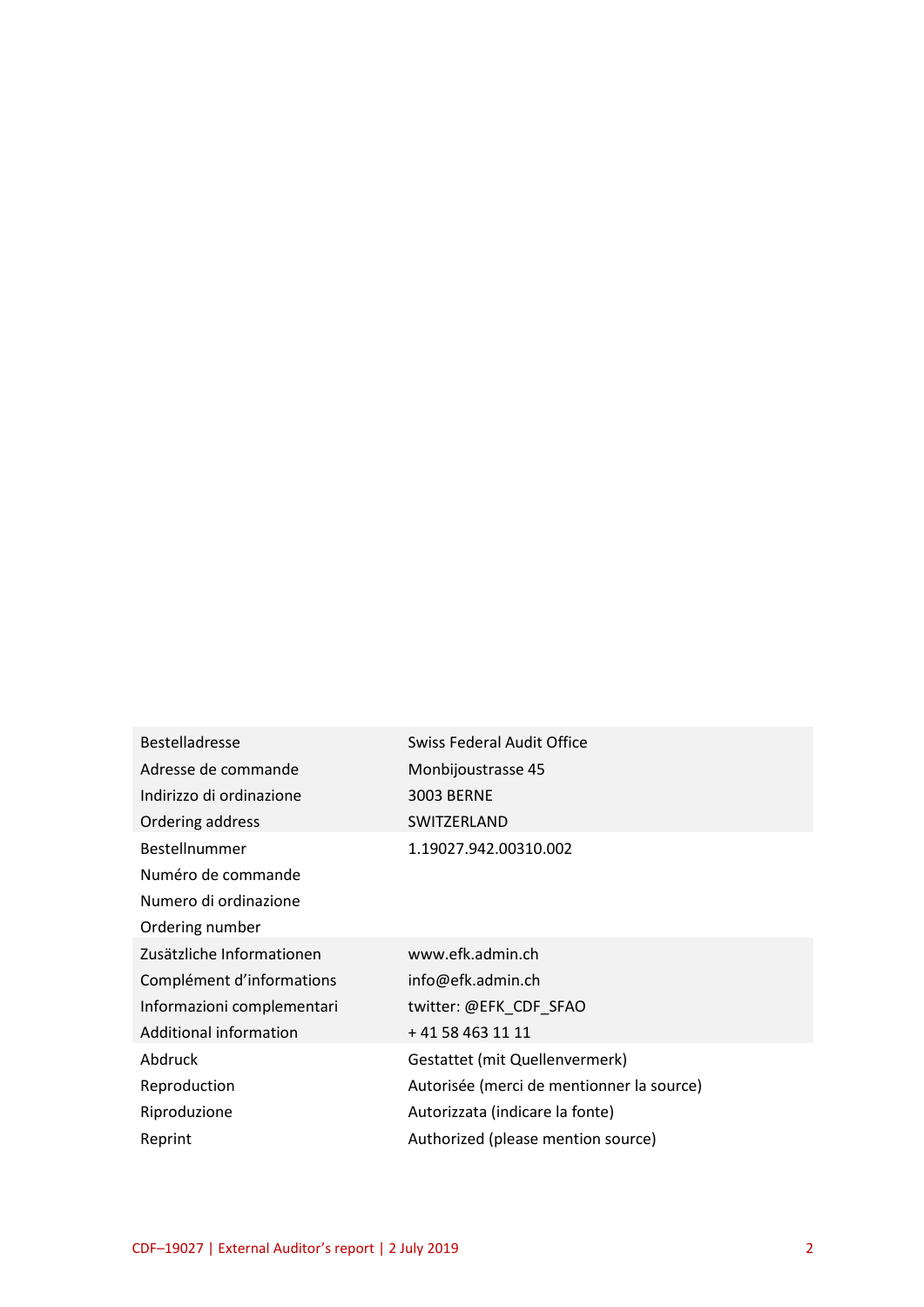| | |
|---|---|
| Bestelladresse<br>Adresse de commande<br>Indirizzo di ordinazione<br>Ordering address | Swiss Federal Audit Office<br>Monbijoustrasse 45<br>3003 BERNE<br>SWITZERLAND |
| Bestellnummer<br>Numéro de commande<br>Numero di ordinazione<br>Ordering number | 1.19027.942.00310.002 |
| Zusätzliche Informationen<br>Complément d'informations<br>Informazioni complementari<br>Additional information | www.efk.admin.ch<br>info@efk.admin.ch<br>twitter: @EFK_CDF_SFAO<br>+ 41 58 463 11 11 |
| Abdruck<br>Reproduction<br>Riproduzione<br>Reprint | Gestattet (mit Quellenvermerk)<br>Autorisée (merci de mentionner la source)<br>Autorizzata (indicare la fonte)<br>Authorized (please mention source) |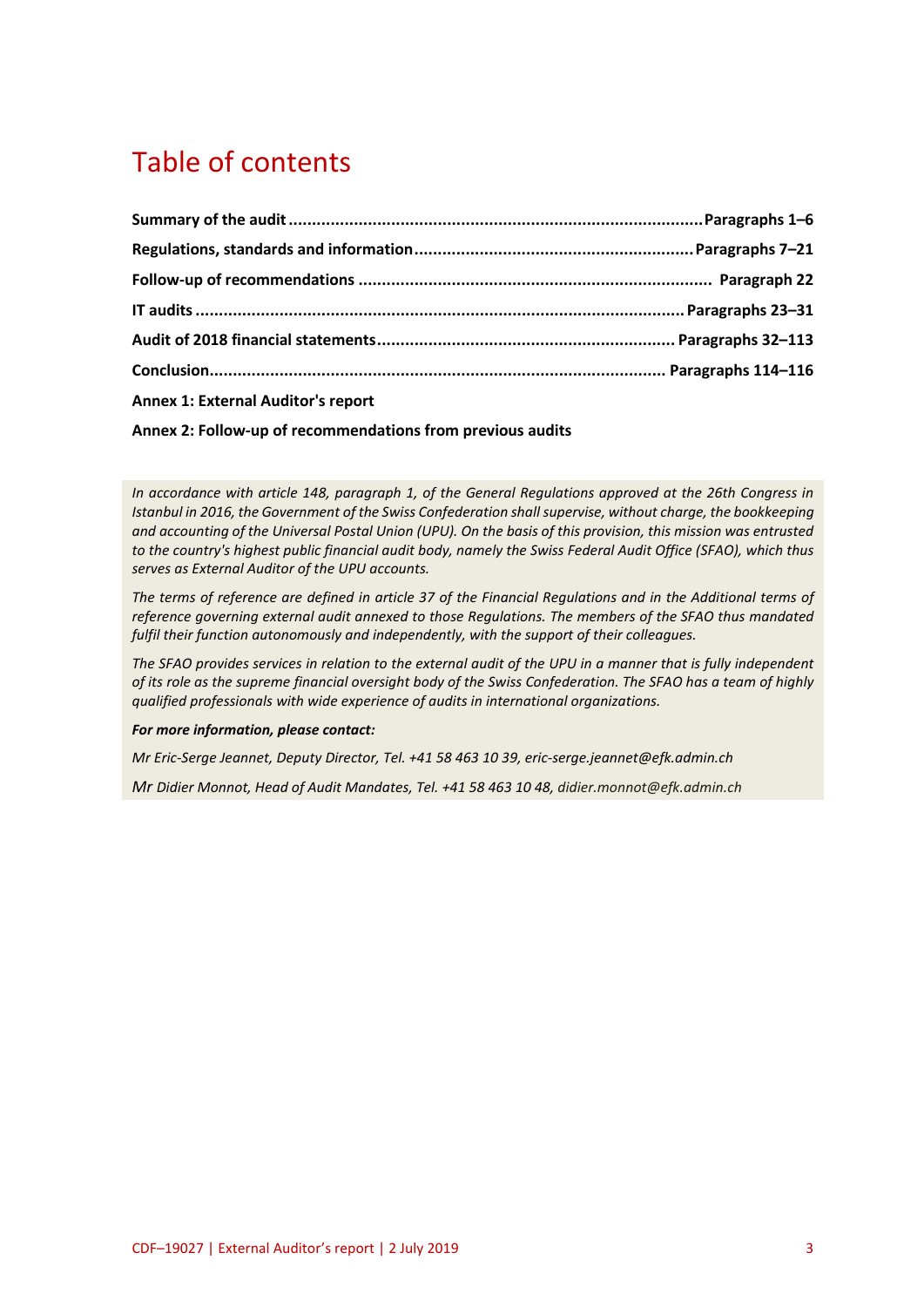# Table of contents

| | |
|---|---|
| **Summary of the audit** | **Paragraphs 1–6** |
| **Regulations, standards and information** | **Paragraphs 7–21** |
| **Follow-up of recommendations** | **Paragraph 22** |
| **IT audits** | **Paragraphs 23–31** |
| **Audit of 2018 financial statements** | **Paragraphs 32–113** |
| **Conclusion** | **Paragraphs 114–116** |
| **Annex 1: External Auditor's report** | |
| **Annex 2: Follow-up of recommendations from previous audits** | |

*In accordance with article 148, paragraph 1, of the General Regulations approved at the 26th Congress in Istanbul in 2016, the Government of the Swiss Confederation shall supervise, without charge, the bookkeeping and accounting of the Universal Postal Union (UPU). On the basis of this provision, this mission was entrusted to the country's highest public financial audit body, namely the Swiss Federal Audit Office (SFAO), which thus serves as External Auditor of the UPU accounts.*

*The terms of reference are defined in article 37 of the Financial Regulations and in the Additional terms of reference governing external audit annexed to those Regulations. The members of the SFAO thus mandated fulfil their function autonomously and independently, with the support of their colleagues.*

*The SFAO provides services in relation to the external audit of the UPU in a manner that is fully independent of its role as the supreme financial oversight body of the Swiss Confederation. The SFAO has a team of highly qualified professionals with wide experience of audits in international organizations.*

***For more information, please contact:***

*Mr Eric-Serge Jeannet, Deputy Director, Tel. +41 58 463 10 39, eric-serge.jeannet@efk.admin.ch*

*Mr Didier Monnot, Head of Audit Mandates, Tel. +41 58 463 10 48, didier.monnot@efk.admin.ch*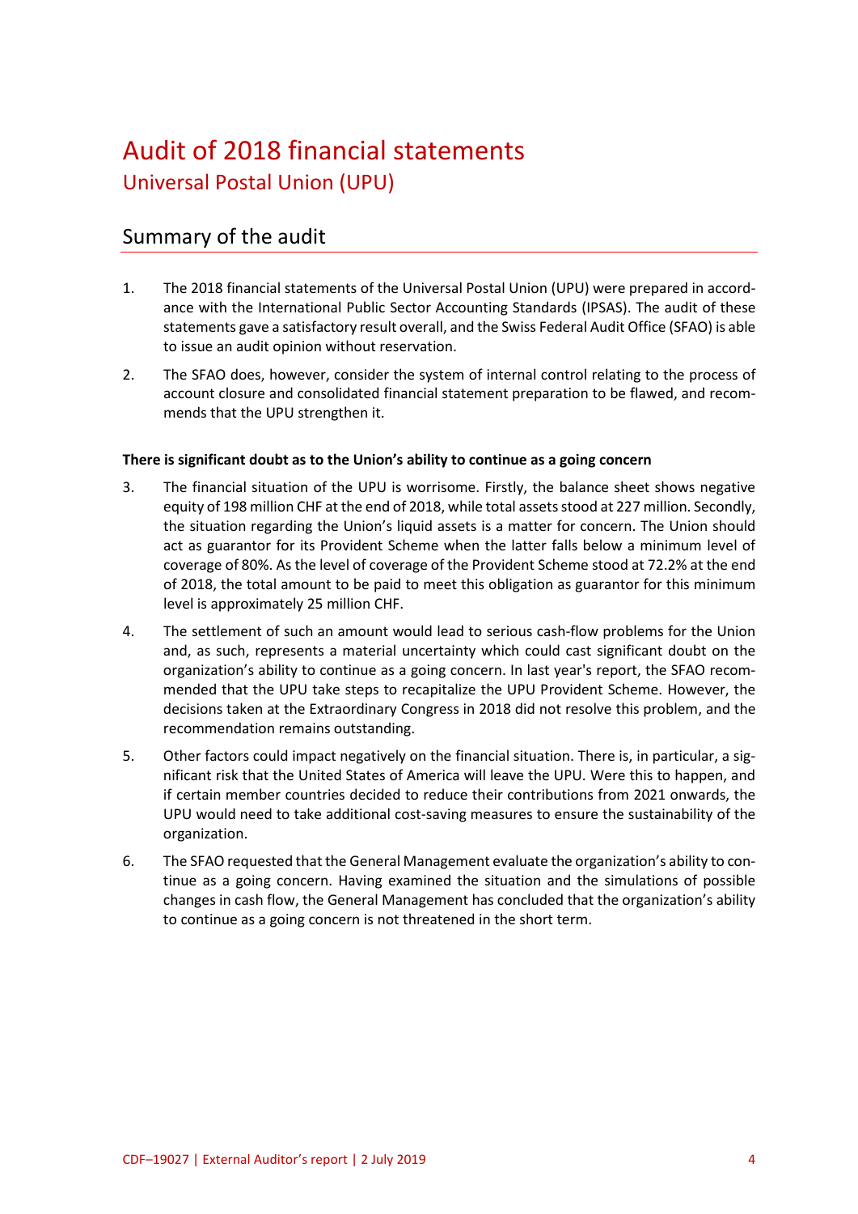# Audit of 2018 financial statements
## Universal Postal Union (UPU)

## Summary of the audit

1. The 2018 financial statements of the Universal Postal Union (UPU) were prepared in accordance with the International Public Sector Accounting Standards (IPSAS). The audit of these statements gave a satisfactory result overall, and the Swiss Federal Audit Office (SFAO) is able to issue an audit opinion without reservation.

2. The SFAO does, however, consider the system of internal control relating to the process of account closure and consolidated financial statement preparation to be flawed, and recommends that the UPU strengthen it.

**There is significant doubt as to the Union's ability to continue as a going concern**

3. The financial situation of the UPU is worrisome. Firstly, the balance sheet shows negative equity of 198 million CHF at the end of 2018, while total assets stood at 227 million. Secondly, the situation regarding the Union's liquid assets is a matter for concern. The Union should act as guarantor for its Provident Scheme when the latter falls below a minimum level of coverage of 80%. As the level of coverage of the Provident Scheme stood at 72.2% at the end of 2018, the total amount to be paid to meet this obligation as guarantor for this minimum level is approximately 25 million CHF.

4. The settlement of such an amount would lead to serious cash-flow problems for the Union and, as such, represents a material uncertainty which could cast significant doubt on the organization's ability to continue as a going concern. In last year's report, the SFAO recommended that the UPU take steps to recapitalize the UPU Provident Scheme. However, the decisions taken at the Extraordinary Congress in 2018 did not resolve this problem, and the recommendation remains outstanding.

5. Other factors could impact negatively on the financial situation. There is, in particular, a significant risk that the United States of America will leave the UPU. Were this to happen, and if certain member countries decided to reduce their contributions from 2021 onwards, the UPU would need to take additional cost-saving measures to ensure the sustainability of the organization.

6. The SFAO requested that the General Management evaluate the organization's ability to continue as a going concern. Having examined the situation and the simulations of possible changes in cash flow, the General Management has concluded that the organization's ability to continue as a going concern is not threatened in the short term.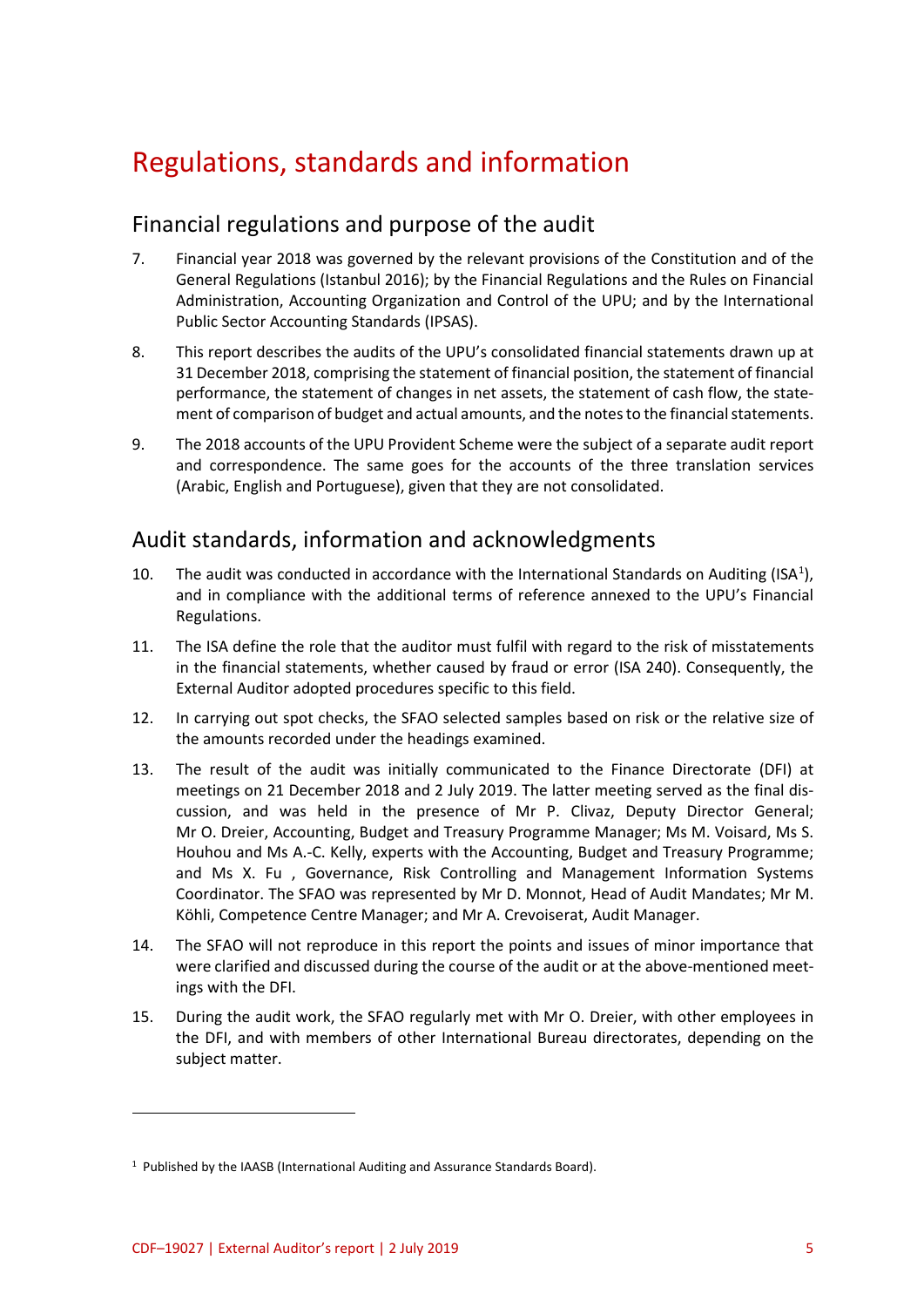# Regulations, standards and information

## Financial regulations and purpose of the audit

7. Financial year 2018 was governed by the relevant provisions of the Constitution and of the General Regulations (Istanbul 2016); by the Financial Regulations and the Rules on Financial Administration, Accounting Organization and Control of the UPU; and by the International Public Sector Accounting Standards (IPSAS).

8. This report describes the audits of the UPU's consolidated financial statements drawn up at 31 December 2018, comprising the statement of financial position, the statement of financial performance, the statement of changes in net assets, the statement of cash flow, the statement of comparison of budget and actual amounts, and the notes to the financial statements.

9. The 2018 accounts of the UPU Provident Scheme were the subject of a separate audit report and correspondence. The same goes for the accounts of the three translation services (Arabic, English and Portuguese), given that they are not consolidated.

## Audit standards, information and acknowledgments

10. The audit was conducted in accordance with the International Standards on Auditing (ISA[1]), and in compliance with the additional terms of reference annexed to the UPU's Financial Regulations.

11. The ISA define the role that the auditor must fulfil with regard to the risk of misstatements in the financial statements, whether caused by fraud or error (ISA 240). Consequently, the External Auditor adopted procedures specific to this field.

12. In carrying out spot checks, the SFAO selected samples based on risk or the relative size of the amounts recorded under the headings examined.

13. The result of the audit was initially communicated to the Finance Directorate (DFI) at meetings on 21 December 2018 and 2 July 2019. The latter meeting served as the final discussion, and was held in the presence of Mr P. Clivaz, Deputy Director General; Mr O. Dreier, Accounting, Budget and Treasury Programme Manager; Ms M. Voisard, Ms S. Houhou and Ms A.-C. Kelly, experts with the Accounting, Budget and Treasury Programme; and Ms X. Fu , Governance, Risk Controlling and Management Information Systems Coordinator. The SFAO was represented by Mr D. Monnot, Head of Audit Mandates; Mr M. Köhli, Competence Centre Manager; and Mr A. Crevoiserat, Audit Manager.

14. The SFAO will not reproduce in this report the points and issues of minor importance that were clarified and discussed during the course of the audit or at the above-mentioned meetings with the DFI.

15. During the audit work, the SFAO regularly met with Mr O. Dreier, with other employees in the DFI, and with members of other International Bureau directorates, depending on the subject matter.

---

[1] Published by the IAASB (International Auditing and Assurance Standards Board).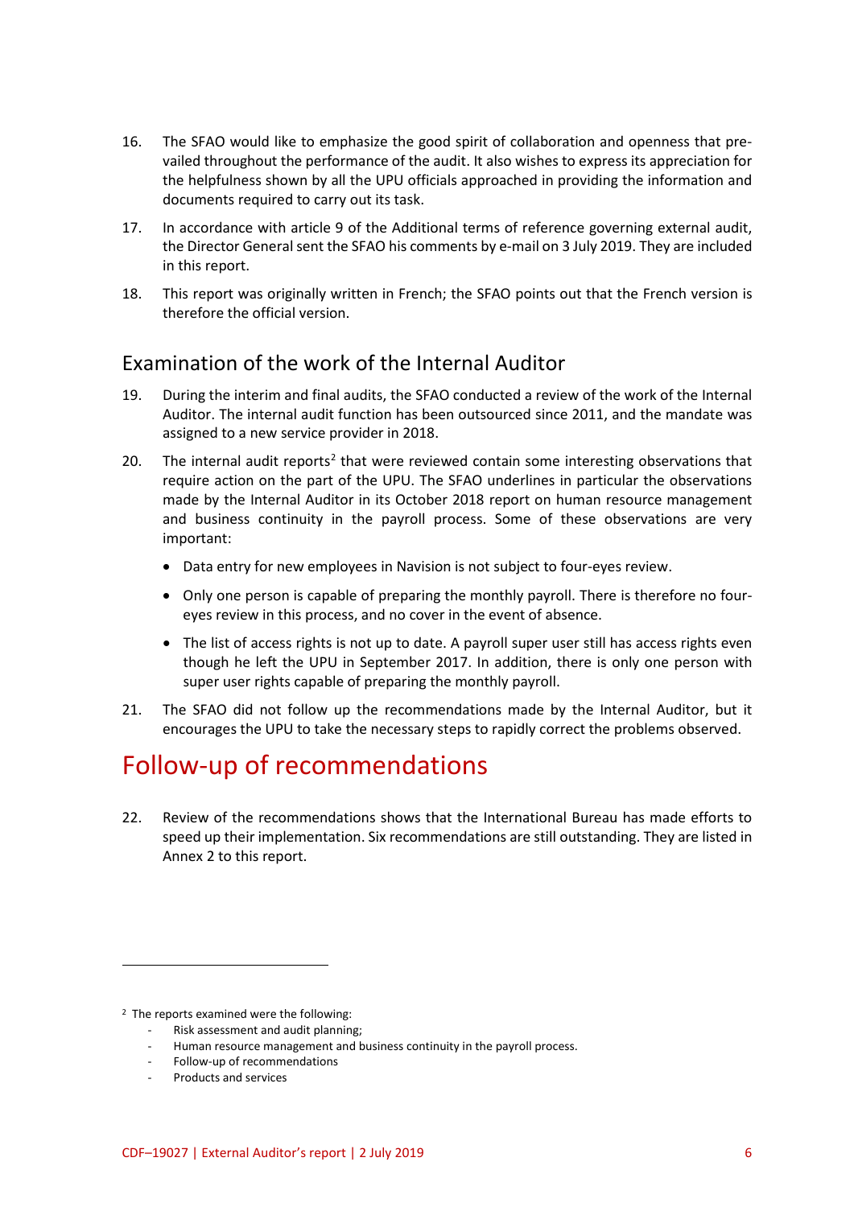16. The SFAO would like to emphasize the good spirit of collaboration and openness that prevailed throughout the performance of the audit. It also wishes to express its appreciation for the helpfulness shown by all the UPU officials approached in providing the information and documents required to carry out its task.

17. In accordance with article 9 of the Additional terms of reference governing external audit, the Director General sent the SFAO his comments by e-mail on 3 July 2019. They are included in this report.

18. This report was originally written in French; the SFAO points out that the French version is therefore the official version.

## Examination of the work of the Internal Auditor

19. During the interim and final audits, the SFAO conducted a review of the work of the Internal Auditor. The internal audit function has been outsourced since 2011, and the mandate was assigned to a new service provider in 2018.

20. The internal audit reports[2] that were reviewed contain some interesting observations that require action on the part of the UPU. The SFAO underlines in particular the observations made by the Internal Auditor in its October 2018 report on human resource management and business continuity in the payroll process. Some of these observations are very important:

    - Data entry for new employees in Navision is not subject to four-eyes review.
    - Only one person is capable of preparing the monthly payroll. There is therefore no four-eyes review in this process, and no cover in the event of absence.
    - The list of access rights is not up to date. A payroll super user still has access rights even though he left the UPU in September 2017. In addition, there is only one person with super user rights capable of preparing the monthly payroll.

21. The SFAO did not follow up the recommendations made by the Internal Auditor, but it encourages the UPU to take the necessary steps to rapidly correct the problems observed.

# Follow-up of recommendations

22. Review of the recommendations shows that the International Bureau has made efforts to speed up their implementation. Six recommendations are still outstanding. They are listed in Annex 2 to this report.

---

[2] The reports examined were the following:
- Risk assessment and audit planning;
- Human resource management and business continuity in the payroll process.
- Follow-up of recommendations
- Products and services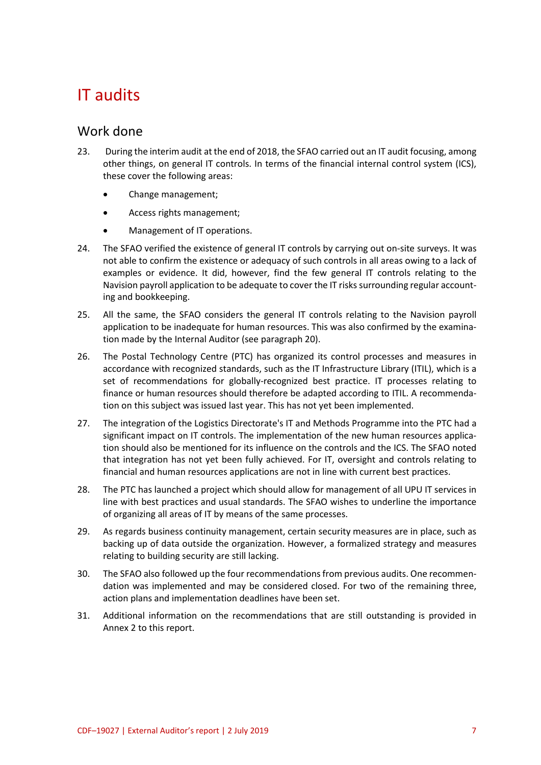# IT audits

## Work done

23. During the interim audit at the end of 2018, the SFAO carried out an IT audit focusing, among other things, on general IT controls. In terms of the financial internal control system (ICS), these cover the following areas:

    - Change management;
    - Access rights management;
    - Management of IT operations.

24. The SFAO verified the existence of general IT controls by carrying out on-site surveys. It was not able to confirm the existence or adequacy of such controls in all areas owing to a lack of examples or evidence. It did, however, find the few general IT controls relating to the Navision payroll application to be adequate to cover the IT risks surrounding regular accounting and bookkeeping.

25. All the same, the SFAO considers the general IT controls relating to the Navision payroll application to be inadequate for human resources. This was also confirmed by the examination made by the Internal Auditor (see paragraph 20).

26. The Postal Technology Centre (PTC) has organized its control processes and measures in accordance with recognized standards, such as the IT Infrastructure Library (ITIL), which is a set of recommendations for globally-recognized best practice. IT processes relating to finance or human resources should therefore be adapted according to ITIL. A recommendation on this subject was issued last year. This has not yet been implemented.

27. The integration of the Logistics Directorate's IT and Methods Programme into the PTC had a significant impact on IT controls. The implementation of the new human resources application should also be mentioned for its influence on the controls and the ICS. The SFAO noted that integration has not yet been fully achieved. For IT, oversight and controls relating to financial and human resources applications are not in line with current best practices.

28. The PTC has launched a project which should allow for management of all UPU IT services in line with best practices and usual standards. The SFAO wishes to underline the importance of organizing all areas of IT by means of the same processes.

29. As regards business continuity management, certain security measures are in place, such as backing up of data outside the organization. However, a formalized strategy and measures relating to building security are still lacking.

30. The SFAO also followed up the four recommendations from previous audits. One recommendation was implemented and may be considered closed. For two of the remaining three, action plans and implementation deadlines have been set.

31. Additional information on the recommendations that are still outstanding is provided in Annex 2 to this report.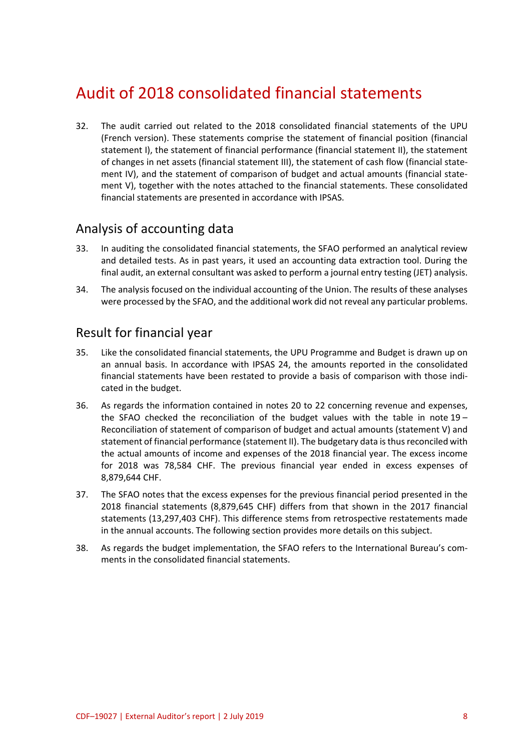# Audit of 2018 consolidated financial statements

32. The audit carried out related to the 2018 consolidated financial statements of the UPU (French version). These statements comprise the statement of financial position (financial statement I), the statement of financial performance (financial statement II), the statement of changes in net assets (financial statement III), the statement of cash flow (financial statement IV), and the statement of comparison of budget and actual amounts (financial statement V), together with the notes attached to the financial statements. These consolidated financial statements are presented in accordance with IPSAS.

## Analysis of accounting data

33. In auditing the consolidated financial statements, the SFAO performed an analytical review and detailed tests. As in past years, it used an accounting data extraction tool. During the final audit, an external consultant was asked to perform a journal entry testing (JET) analysis.

34. The analysis focused on the individual accounting of the Union. The results of these analyses were processed by the SFAO, and the additional work did not reveal any particular problems.

## Result for financial year

35. Like the consolidated financial statements, the UPU Programme and Budget is drawn up on an annual basis. In accordance with IPSAS 24, the amounts reported in the consolidated financial statements have been restated to provide a basis of comparison with those indicated in the budget.

36. As regards the information contained in notes 20 to 22 concerning revenue and expenses, the SFAO checked the reconciliation of the budget values with the table in note 19 – Reconciliation of statement of comparison of budget and actual amounts (statement V) and statement of financial performance (statement II). The budgetary data is thus reconciled with the actual amounts of income and expenses of the 2018 financial year. The excess income for 2018 was 78,584 CHF. The previous financial year ended in excess expenses of 8,879,644 CHF.

37. The SFAO notes that the excess expenses for the previous financial period presented in the 2018 financial statements (8,879,645 CHF) differs from that shown in the 2017 financial statements (13,297,403 CHF). This difference stems from retrospective restatements made in the annual accounts. The following section provides more details on this subject.

38. As regards the budget implementation, the SFAO refers to the International Bureau's comments in the consolidated financial statements.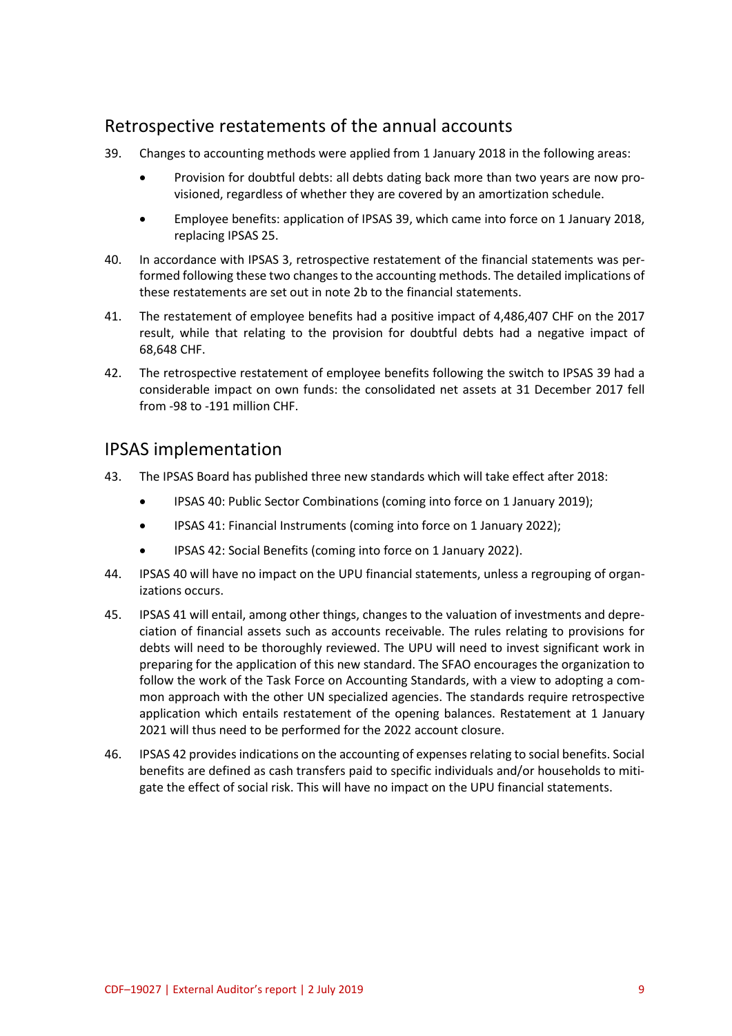## Retrospective restatements of the annual accounts

39. Changes to accounting methods were applied from 1 January 2018 in the following areas:

    - Provision for doubtful debts: all debts dating back more than two years are now provisioned, regardless of whether they are covered by an amortization schedule.
    - Employee benefits: application of IPSAS 39, which came into force on 1 January 2018, replacing IPSAS 25.

40. In accordance with IPSAS 3, retrospective restatement of the financial statements was performed following these two changes to the accounting methods. The detailed implications of these restatements are set out in note 2b to the financial statements.

41. The restatement of employee benefits had a positive impact of 4,486,407 CHF on the 2017 result, while that relating to the provision for doubtful debts had a negative impact of 68,648 CHF.

42. The retrospective restatement of employee benefits following the switch to IPSAS 39 had a considerable impact on own funds: the consolidated net assets at 31 December 2017 fell from -98 to -191 million CHF.

## IPSAS implementation

43. The IPSAS Board has published three new standards which will take effect after 2018:

    - IPSAS 40: Public Sector Combinations (coming into force on 1 January 2019);
    - IPSAS 41: Financial Instruments (coming into force on 1 January 2022);
    - IPSAS 42: Social Benefits (coming into force on 1 January 2022).

44. IPSAS 40 will have no impact on the UPU financial statements, unless a regrouping of organizations occurs.

45. IPSAS 41 will entail, among other things, changes to the valuation of investments and depreciation of financial assets such as accounts receivable. The rules relating to provisions for debts will need to be thoroughly reviewed. The UPU will need to invest significant work in preparing for the application of this new standard. The SFAO encourages the organization to follow the work of the Task Force on Accounting Standards, with a view to adopting a common approach with the other UN specialized agencies. The standards require retrospective application which entails restatement of the opening balances. Restatement at 1 January 2021 will thus need to be performed for the 2022 account closure.

46. IPSAS 42 provides indications on the accounting of expenses relating to social benefits. Social benefits are defined as cash transfers paid to specific individuals and/or households to mitigate the effect of social risk. This will have no impact on the UPU financial statements.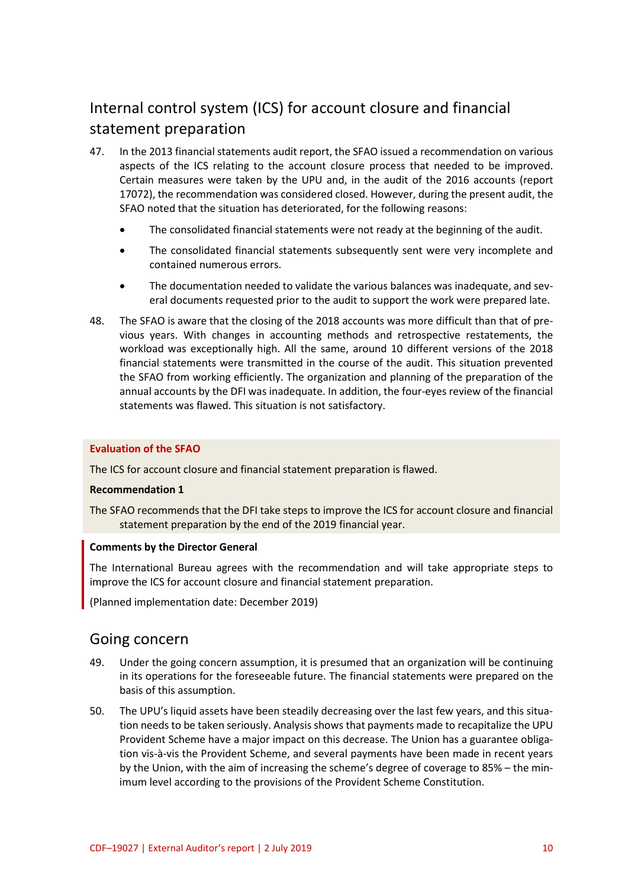## Internal control system (ICS) for account closure and financial statement preparation

47. In the 2013 financial statements audit report, the SFAO issued a recommendation on various aspects of the ICS relating to the account closure process that needed to be improved. Certain measures were taken by the UPU and, in the audit of the 2016 accounts (report 17072), the recommendation was considered closed. However, during the present audit, the SFAO noted that the situation has deteriorated, for the following reasons:

    - The consolidated financial statements were not ready at the beginning of the audit.
    - The consolidated financial statements subsequently sent were very incomplete and contained numerous errors.
    - The documentation needed to validate the various balances was inadequate, and several documents requested prior to the audit to support the work were prepared late.

48. The SFAO is aware that the closing of the 2018 accounts was more difficult than that of previous years. With changes in accounting methods and retrospective restatements, the workload was exceptionally high. All the same, around 10 different versions of the 2018 financial statements were transmitted in the course of the audit. This situation prevented the SFAO from working efficiently. The organization and planning of the preparation of the annual accounts by the DFI was inadequate. In addition, the four-eyes review of the financial statements was flawed. This situation is not satisfactory.

**Evaluation of the SFAO**

The ICS for account closure and financial statement preparation is flawed.

**Recommendation 1**

The SFAO recommends that the DFI take steps to improve the ICS for account closure and financial statement preparation by the end of the 2019 financial year.

**Comments by the Director General**

The International Bureau agrees with the recommendation and will take appropriate steps to improve the ICS for account closure and financial statement preparation.

(Planned implementation date: December 2019)

## Going concern

49. Under the going concern assumption, it is presumed that an organization will be continuing in its operations for the foreseeable future. The financial statements were prepared on the basis of this assumption.

50. The UPU's liquid assets have been steadily decreasing over the last few years, and this situation needs to be taken seriously. Analysis shows that payments made to recapitalize the UPU Provident Scheme have a major impact on this decrease. The Union has a guarantee obligation vis-à-vis the Provident Scheme, and several payments have been made in recent years by the Union, with the aim of increasing the scheme's degree of coverage to 85% – the minimum level according to the provisions of the Provident Scheme Constitution.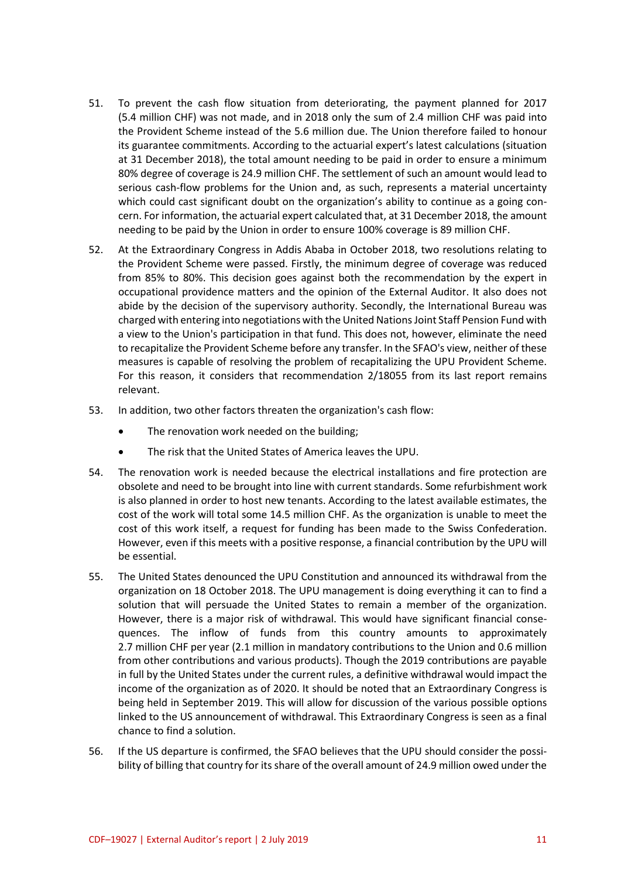51. To prevent the cash flow situation from deteriorating, the payment planned for 2017 (5.4 million CHF) was not made, and in 2018 only the sum of 2.4 million CHF was paid into the Provident Scheme instead of the 5.6 million due. The Union therefore failed to honour its guarantee commitments. According to the actuarial expert's latest calculations (situation at 31 December 2018), the total amount needing to be paid in order to ensure a minimum 80% degree of coverage is 24.9 million CHF. The settlement of such an amount would lead to serious cash-flow problems for the Union and, as such, represents a material uncertainty which could cast significant doubt on the organization's ability to continue as a going concern. For information, the actuarial expert calculated that, at 31 December 2018, the amount needing to be paid by the Union in order to ensure 100% coverage is 89 million CHF.

52. At the Extraordinary Congress in Addis Ababa in October 2018, two resolutions relating to the Provident Scheme were passed. Firstly, the minimum degree of coverage was reduced from 85% to 80%. This decision goes against both the recommendation by the expert in occupational providence matters and the opinion of the External Auditor. It also does not abide by the decision of the supervisory authority. Secondly, the International Bureau was charged with entering into negotiations with the United Nations Joint Staff Pension Fund with a view to the Union's participation in that fund. This does not, however, eliminate the need to recapitalize the Provident Scheme before any transfer. In the SFAO's view, neither of these measures is capable of resolving the problem of recapitalizing the UPU Provident Scheme. For this reason, it considers that recommendation 2/18055 from its last report remains relevant.

53. In addition, two other factors threaten the organization's cash flow:

- The renovation work needed on the building;
- The risk that the United States of America leaves the UPU.

54. The renovation work is needed because the electrical installations and fire protection are obsolete and need to be brought into line with current standards. Some refurbishment work is also planned in order to host new tenants. According to the latest available estimates, the cost of the work will total some 14.5 million CHF. As the organization is unable to meet the cost of this work itself, a request for funding has been made to the Swiss Confederation. However, even if this meets with a positive response, a financial contribution by the UPU will be essential.

55. The United States denounced the UPU Constitution and announced its withdrawal from the organization on 18 October 2018. The UPU management is doing everything it can to find a solution that will persuade the United States to remain a member of the organization. However, there is a major risk of withdrawal. This would have significant financial consequences. The inflow of funds from this country amounts to approximately 2.7 million CHF per year (2.1 million in mandatory contributions to the Union and 0.6 million from other contributions and various products). Though the 2019 contributions are payable in full by the United States under the current rules, a definitive withdrawal would impact the income of the organization as of 2020. It should be noted that an Extraordinary Congress is being held in September 2019. This will allow for discussion of the various possible options linked to the US announcement of withdrawal. This Extraordinary Congress is seen as a final chance to find a solution.

56. If the US departure is confirmed, the SFAO believes that the UPU should consider the possibility of billing that country for its share of the overall amount of 24.9 million owed under the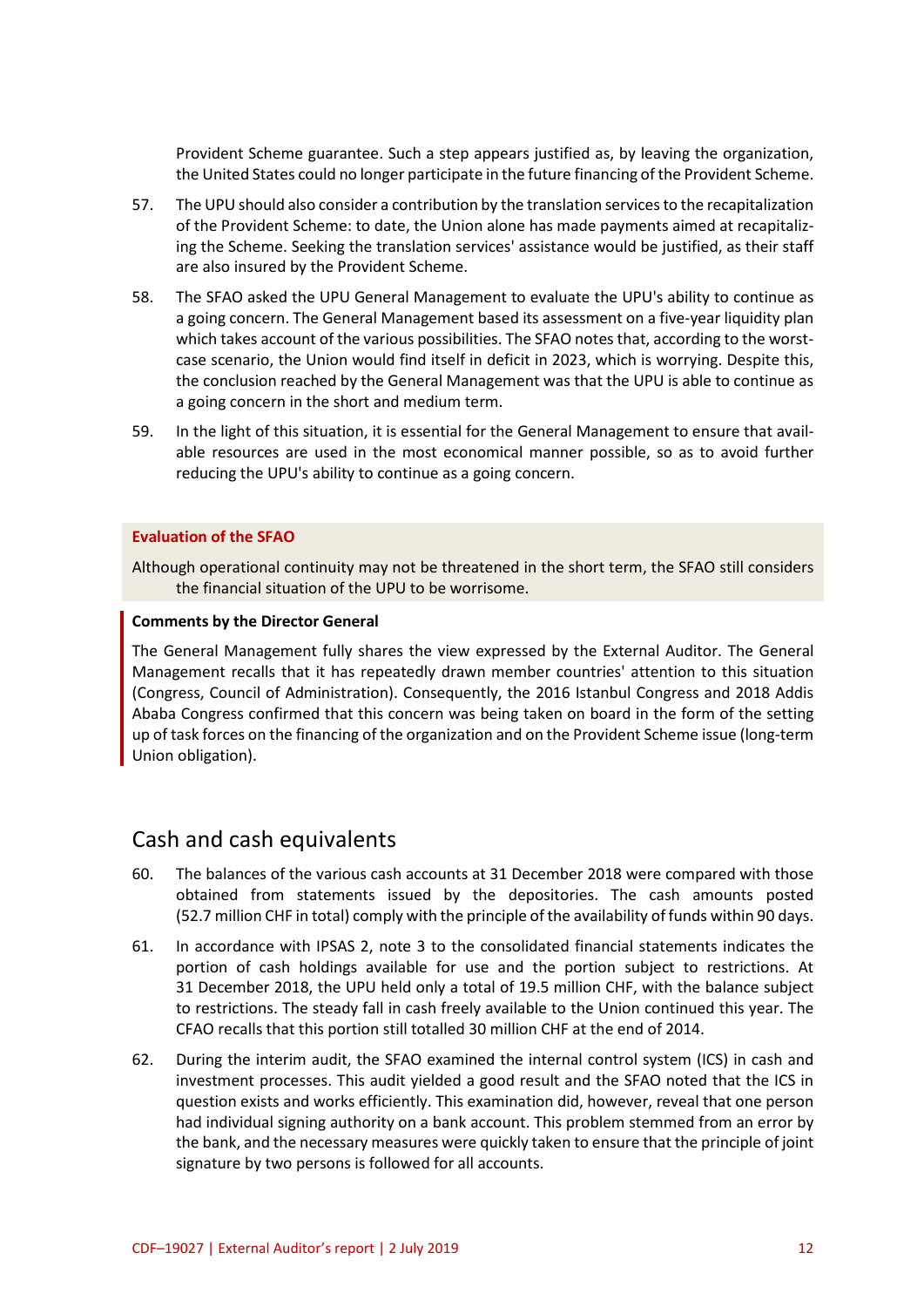Provident Scheme guarantee. Such a step appears justified as, by leaving the organization, the United States could no longer participate in the future financing of the Provident Scheme.

57. The UPU should also consider a contribution by the translation services to the recapitalization of the Provident Scheme: to date, the Union alone has made payments aimed at recapitalizing the Scheme. Seeking the translation services' assistance would be justified, as their staff are also insured by the Provident Scheme.

58. The SFAO asked the UPU General Management to evaluate the UPU's ability to continue as a going concern. The General Management based its assessment on a five-year liquidity plan which takes account of the various possibilities. The SFAO notes that, according to the worst-case scenario, the Union would find itself in deficit in 2023, which is worrying. Despite this, the conclusion reached by the General Management was that the UPU is able to continue as a going concern in the short and medium term.

59. In the light of this situation, it is essential for the General Management to ensure that available resources are used in the most economical manner possible, so as to avoid further reducing the UPU's ability to continue as a going concern.

**Evaluation of the SFAO**

Although operational continuity may not be threatened in the short term, the SFAO still considers the financial situation of the UPU to be worrisome.

**Comments by the Director General**

The General Management fully shares the view expressed by the External Auditor. The General Management recalls that it has repeatedly drawn member countries' attention to this situation (Congress, Council of Administration). Consequently, the 2016 Istanbul Congress and 2018 Addis Ababa Congress confirmed that this concern was being taken on board in the form of the setting up of task forces on the financing of the organization and on the Provident Scheme issue (long-term Union obligation).

## Cash and cash equivalents

60. The balances of the various cash accounts at 31 December 2018 were compared with those obtained from statements issued by the depositories. The cash amounts posted (52.7 million CHF in total) comply with the principle of the availability of funds within 90 days.

61. In accordance with IPSAS 2, note 3 to the consolidated financial statements indicates the portion of cash holdings available for use and the portion subject to restrictions. At 31 December 2018, the UPU held only a total of 19.5 million CHF, with the balance subject to restrictions. The steady fall in cash freely available to the Union continued this year. The CFAO recalls that this portion still totalled 30 million CHF at the end of 2014.

62. During the interim audit, the SFAO examined the internal control system (ICS) in cash and investment processes. This audit yielded a good result and the SFAO noted that the ICS in question exists and works efficiently. This examination did, however, reveal that one person had individual signing authority on a bank account. This problem stemmed from an error by the bank, and the necessary measures were quickly taken to ensure that the principle of joint signature by two persons is followed for all accounts.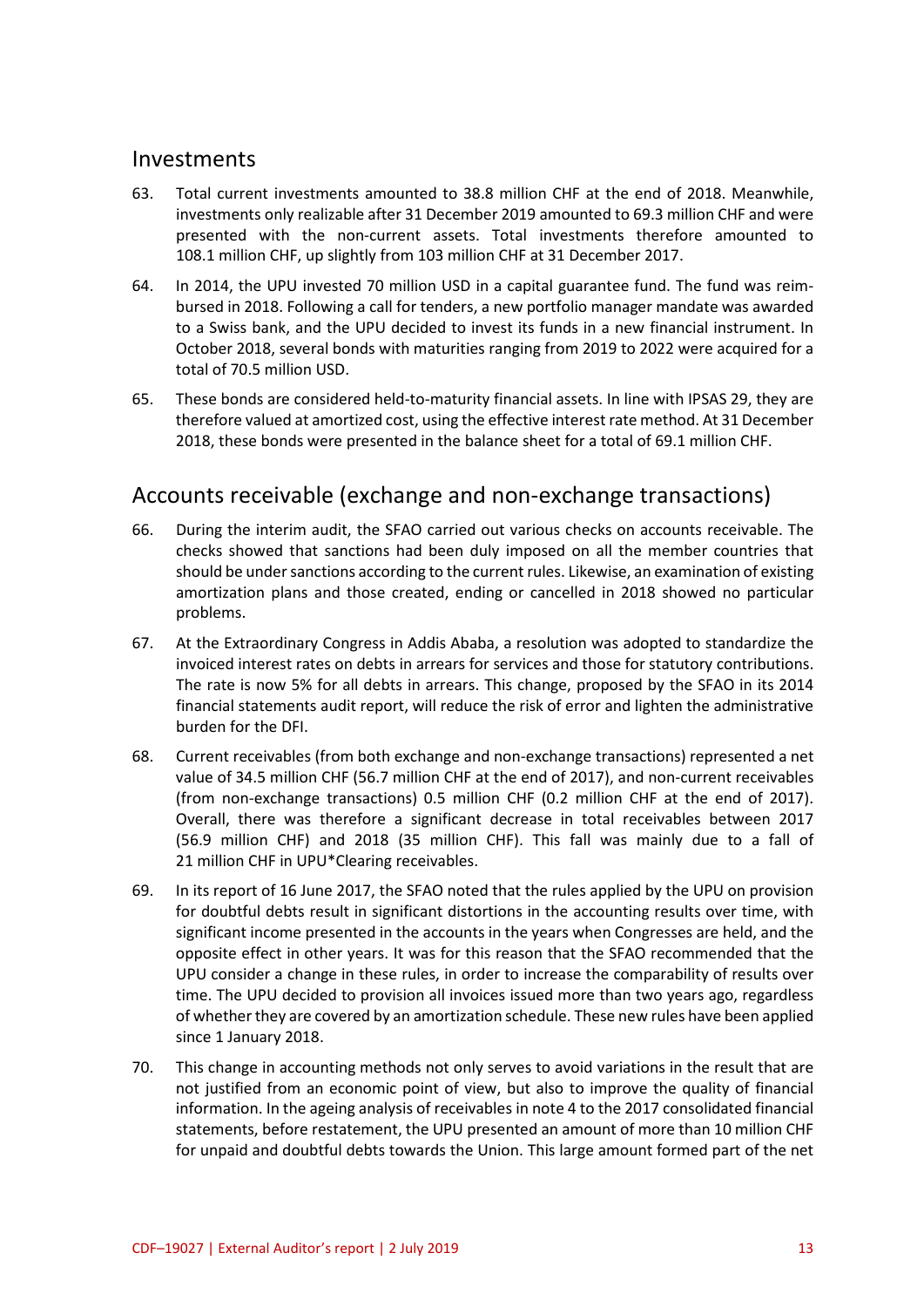## Investments

63. Total current investments amounted to 38.8 million CHF at the end of 2018. Meanwhile, investments only realizable after 31 December 2019 amounted to 69.3 million CHF and were presented with the non-current assets. Total investments therefore amounted to 108.1 million CHF, up slightly from 103 million CHF at 31 December 2017.

64. In 2014, the UPU invested 70 million USD in a capital guarantee fund. The fund was reimbursed in 2018. Following a call for tenders, a new portfolio manager mandate was awarded to a Swiss bank, and the UPU decided to invest its funds in a new financial instrument. In October 2018, several bonds with maturities ranging from 2019 to 2022 were acquired for a total of 70.5 million USD.

65. These bonds are considered held-to-maturity financial assets. In line with IPSAS 29, they are therefore valued at amortized cost, using the effective interest rate method. At 31 December 2018, these bonds were presented in the balance sheet for a total of 69.1 million CHF.

## Accounts receivable (exchange and non-exchange transactions)

66. During the interim audit, the SFAO carried out various checks on accounts receivable. The checks showed that sanctions had been duly imposed on all the member countries that should be under sanctions according to the current rules. Likewise, an examination of existing amortization plans and those created, ending or cancelled in 2018 showed no particular problems.

67. At the Extraordinary Congress in Addis Ababa, a resolution was adopted to standardize the invoiced interest rates on debts in arrears for services and those for statutory contributions. The rate is now 5% for all debts in arrears. This change, proposed by the SFAO in its 2014 financial statements audit report, will reduce the risk of error and lighten the administrative burden for the DFI.

68. Current receivables (from both exchange and non-exchange transactions) represented a net value of 34.5 million CHF (56.7 million CHF at the end of 2017), and non-current receivables (from non-exchange transactions) 0.5 million CHF (0.2 million CHF at the end of 2017). Overall, there was therefore a significant decrease in total receivables between 2017 (56.9 million CHF) and 2018 (35 million CHF). This fall was mainly due to a fall of 21 million CHF in UPU*Clearing receivables.

69. In its report of 16 June 2017, the SFAO noted that the rules applied by the UPU on provision for doubtful debts result in significant distortions in the accounting results over time, with significant income presented in the accounts in the years when Congresses are held, and the opposite effect in other years. It was for this reason that the SFAO recommended that the UPU consider a change in these rules, in order to increase the comparability of results over time. The UPU decided to provision all invoices issued more than two years ago, regardless of whether they are covered by an amortization schedule. These new rules have been applied since 1 January 2018.

70. This change in accounting methods not only serves to avoid variations in the result that are not justified from an economic point of view, but also to improve the quality of financial information. In the ageing analysis of receivables in note 4 to the 2017 consolidated financial statements, before restatement, the UPU presented an amount of more than 10 million CHF for unpaid and doubtful debts towards the Union. This large amount formed part of the net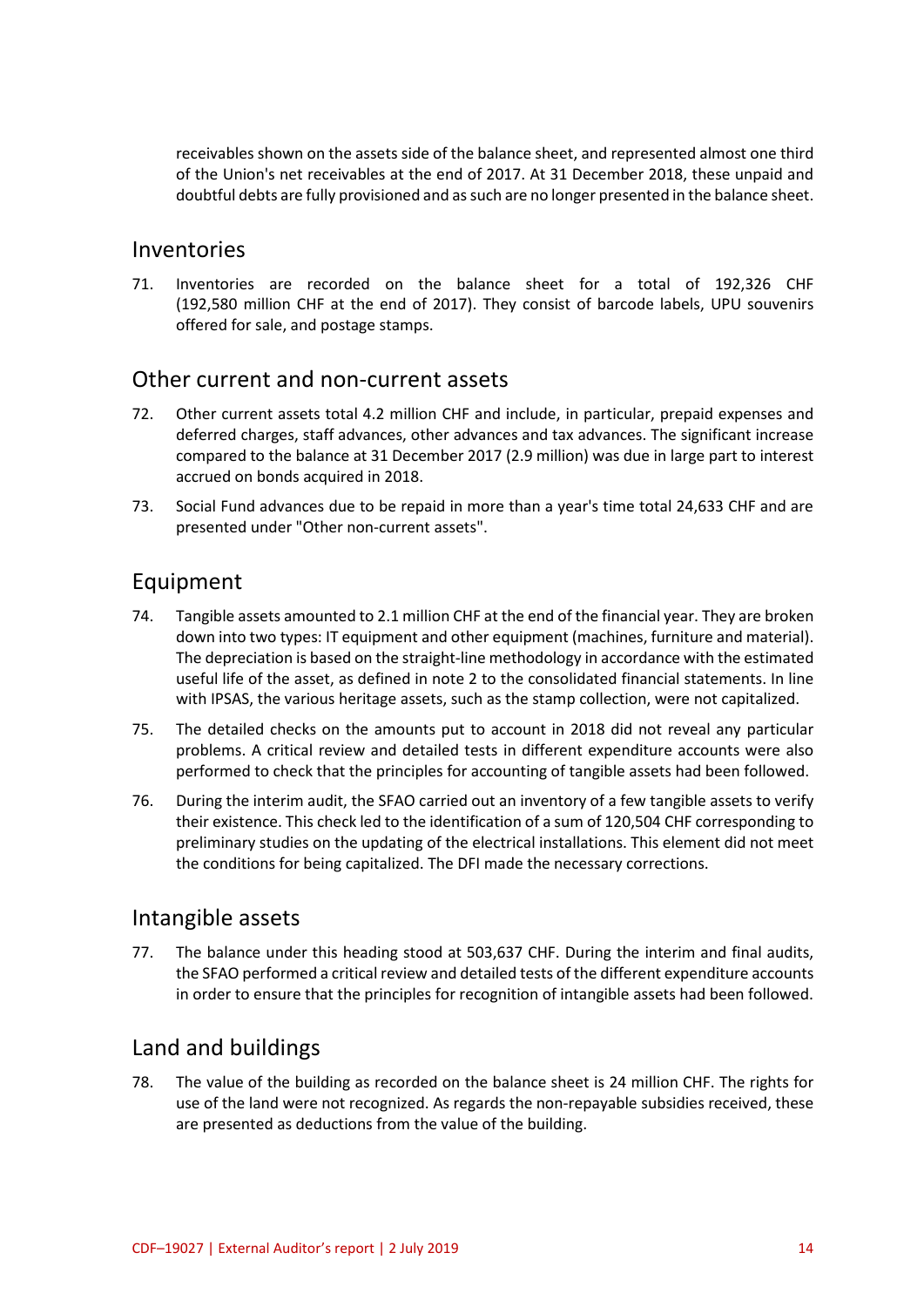receivables shown on the assets side of the balance sheet, and represented almost one third of the Union's net receivables at the end of 2017. At 31 December 2018, these unpaid and doubtful debts are fully provisioned and as such are no longer presented in the balance sheet.

## Inventories

71. Inventories are recorded on the balance sheet for a total of 192,326 CHF (192,580 million CHF at the end of 2017). They consist of barcode labels, UPU souvenirs offered for sale, and postage stamps.

## Other current and non-current assets

72. Other current assets total 4.2 million CHF and include, in particular, prepaid expenses and deferred charges, staff advances, other advances and tax advances. The significant increase compared to the balance at 31 December 2017 (2.9 million) was due in large part to interest accrued on bonds acquired in 2018.

73. Social Fund advances due to be repaid in more than a year's time total 24,633 CHF and are presented under "Other non-current assets".

## Equipment

74. Tangible assets amounted to 2.1 million CHF at the end of the financial year. They are broken down into two types: IT equipment and other equipment (machines, furniture and material). The depreciation is based on the straight-line methodology in accordance with the estimated useful life of the asset, as defined in note 2 to the consolidated financial statements. In line with IPSAS, the various heritage assets, such as the stamp collection, were not capitalized.

75. The detailed checks on the amounts put to account in 2018 did not reveal any particular problems. A critical review and detailed tests in different expenditure accounts were also performed to check that the principles for accounting of tangible assets had been followed.

76. During the interim audit, the SFAO carried out an inventory of a few tangible assets to verify their existence. This check led to the identification of a sum of 120,504 CHF corresponding to preliminary studies on the updating of the electrical installations. This element did not meet the conditions for being capitalized. The DFI made the necessary corrections.

## Intangible assets

77. The balance under this heading stood at 503,637 CHF. During the interim and final audits, the SFAO performed a critical review and detailed tests of the different expenditure accounts in order to ensure that the principles for recognition of intangible assets had been followed.

## Land and buildings

78. The value of the building as recorded on the balance sheet is 24 million CHF. The rights for use of the land were not recognized. As regards the non-repayable subsidies received, these are presented as deductions from the value of the building.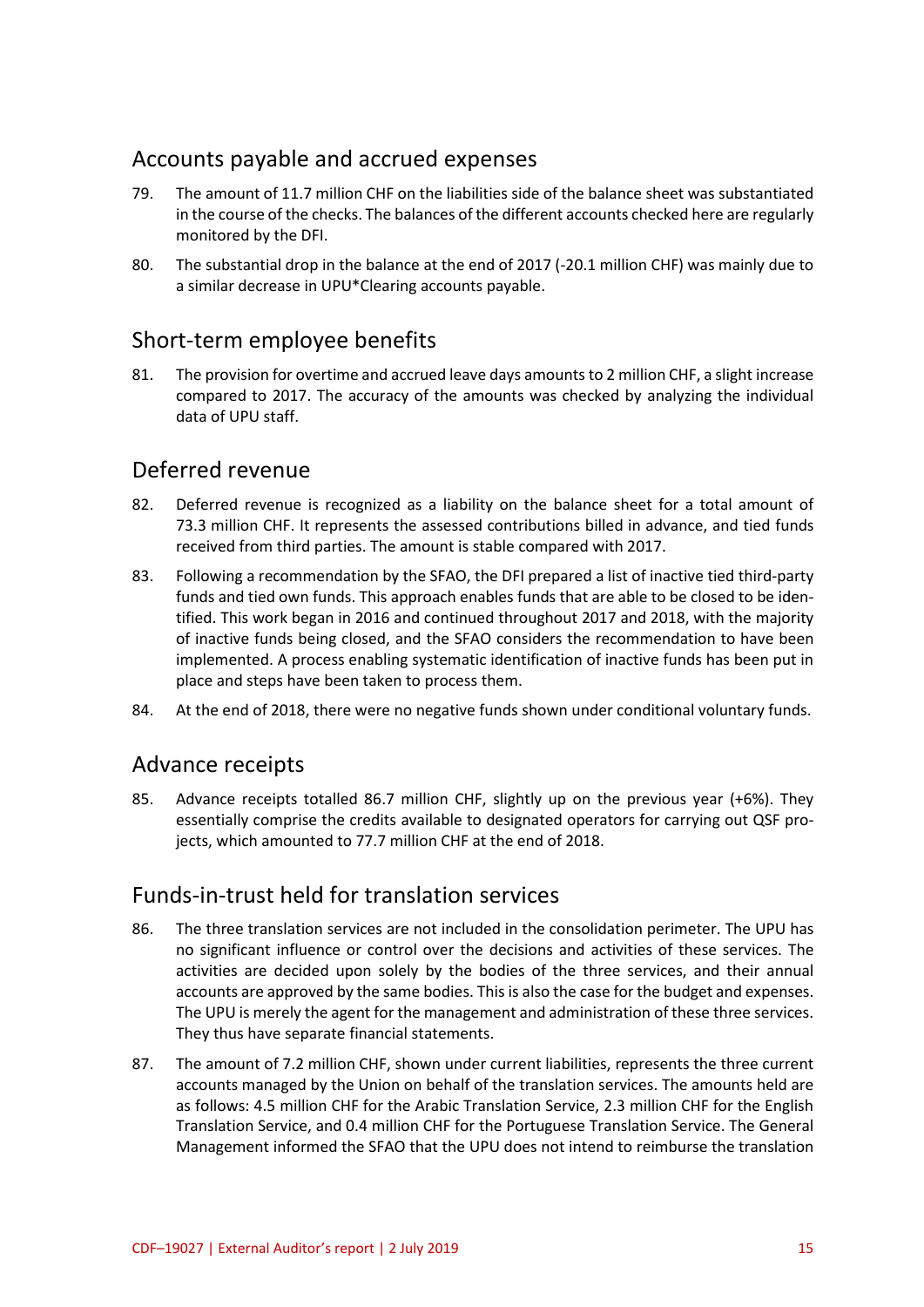## Accounts payable and accrued expenses

79. The amount of 11.7 million CHF on the liabilities side of the balance sheet was substantiated in the course of the checks. The balances of the different accounts checked here are regularly monitored by the DFI.

80. The substantial drop in the balance at the end of 2017 (-20.1 million CHF) was mainly due to a similar decrease in UPU*Clearing accounts payable.

## Short-term employee benefits

81. The provision for overtime and accrued leave days amounts to 2 million CHF, a slight increase compared to 2017. The accuracy of the amounts was checked by analyzing the individual data of UPU staff.

## Deferred revenue

82. Deferred revenue is recognized as a liability on the balance sheet for a total amount of 73.3 million CHF. It represents the assessed contributions billed in advance, and tied funds received from third parties. The amount is stable compared with 2017.

83. Following a recommendation by the SFAO, the DFI prepared a list of inactive tied third-party funds and tied own funds. This approach enables funds that are able to be closed to be identified. This work began in 2016 and continued throughout 2017 and 2018, with the majority of inactive funds being closed, and the SFAO considers the recommendation to have been implemented. A process enabling systematic identification of inactive funds has been put in place and steps have been taken to process them.

84. At the end of 2018, there were no negative funds shown under conditional voluntary funds.

## Advance receipts

85. Advance receipts totalled 86.7 million CHF, slightly up on the previous year (+6%). They essentially comprise the credits available to designated operators for carrying out QSF projects, which amounted to 77.7 million CHF at the end of 2018.

## Funds-in-trust held for translation services

86. The three translation services are not included in the consolidation perimeter. The UPU has no significant influence or control over the decisions and activities of these services. The activities are decided upon solely by the bodies of the three services, and their annual accounts are approved by the same bodies. This is also the case for the budget and expenses. The UPU is merely the agent for the management and administration of these three services. They thus have separate financial statements.

87. The amount of 7.2 million CHF, shown under current liabilities, represents the three current accounts managed by the Union on behalf of the translation services. The amounts held are as follows: 4.5 million CHF for the Arabic Translation Service, 2.3 million CHF for the English Translation Service, and 0.4 million CHF for the Portuguese Translation Service. The General Management informed the SFAO that the UPU does not intend to reimburse the translation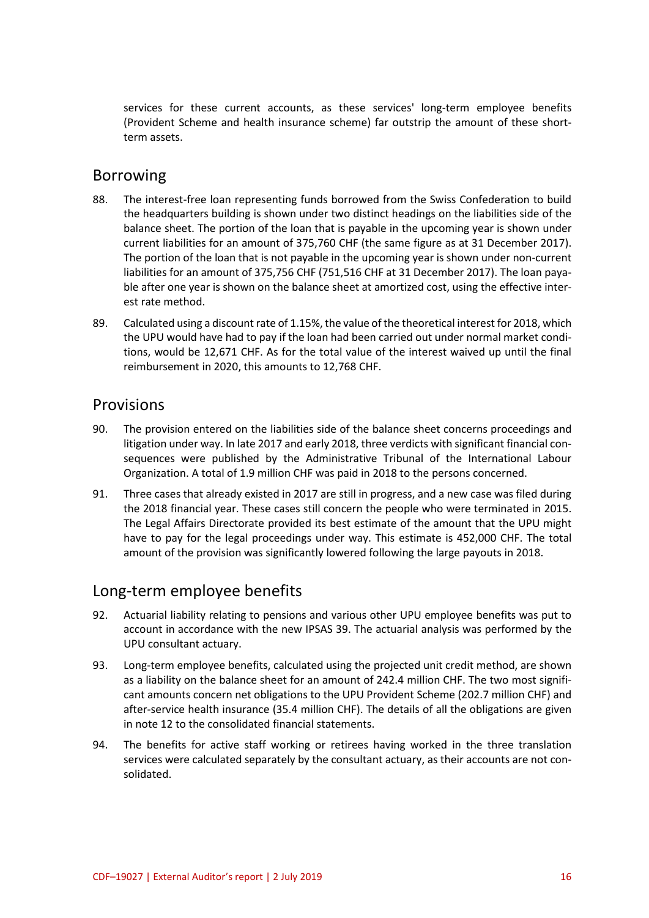services for these current accounts, as these services' long-term employee benefits (Provident Scheme and health insurance scheme) far outstrip the amount of these short-term assets.

## Borrowing

88. The interest-free loan representing funds borrowed from the Swiss Confederation to build the headquarters building is shown under two distinct headings on the liabilities side of the balance sheet. The portion of the loan that is payable in the upcoming year is shown under current liabilities for an amount of 375,760 CHF (the same figure as at 31 December 2017). The portion of the loan that is not payable in the upcoming year is shown under non-current liabilities for an amount of 375,756 CHF (751,516 CHF at 31 December 2017). The loan payable after one year is shown on the balance sheet at amortized cost, using the effective interest rate method.

89. Calculated using a discount rate of 1.15%, the value of the theoretical interest for 2018, which the UPU would have had to pay if the loan had been carried out under normal market conditions, would be 12,671 CHF. As for the total value of the interest waived up until the final reimbursement in 2020, this amounts to 12,768 CHF.

## Provisions

90. The provision entered on the liabilities side of the balance sheet concerns proceedings and litigation under way. In late 2017 and early 2018, three verdicts with significant financial consequences were published by the Administrative Tribunal of the International Labour Organization. A total of 1.9 million CHF was paid in 2018 to the persons concerned.

91. Three cases that already existed in 2017 are still in progress, and a new case was filed during the 2018 financial year. These cases still concern the people who were terminated in 2015. The Legal Affairs Directorate provided its best estimate of the amount that the UPU might have to pay for the legal proceedings under way. This estimate is 452,000 CHF. The total amount of the provision was significantly lowered following the large payouts in 2018.

## Long-term employee benefits

92. Actuarial liability relating to pensions and various other UPU employee benefits was put to account in accordance with the new IPSAS 39. The actuarial analysis was performed by the UPU consultant actuary.

93. Long-term employee benefits, calculated using the projected unit credit method, are shown as a liability on the balance sheet for an amount of 242.4 million CHF. The two most significant amounts concern net obligations to the UPU Provident Scheme (202.7 million CHF) and after-service health insurance (35.4 million CHF). The details of all the obligations are given in note 12 to the consolidated financial statements.

94. The benefits for active staff working or retirees having worked in the three translation services were calculated separately by the consultant actuary, as their accounts are not consolidated.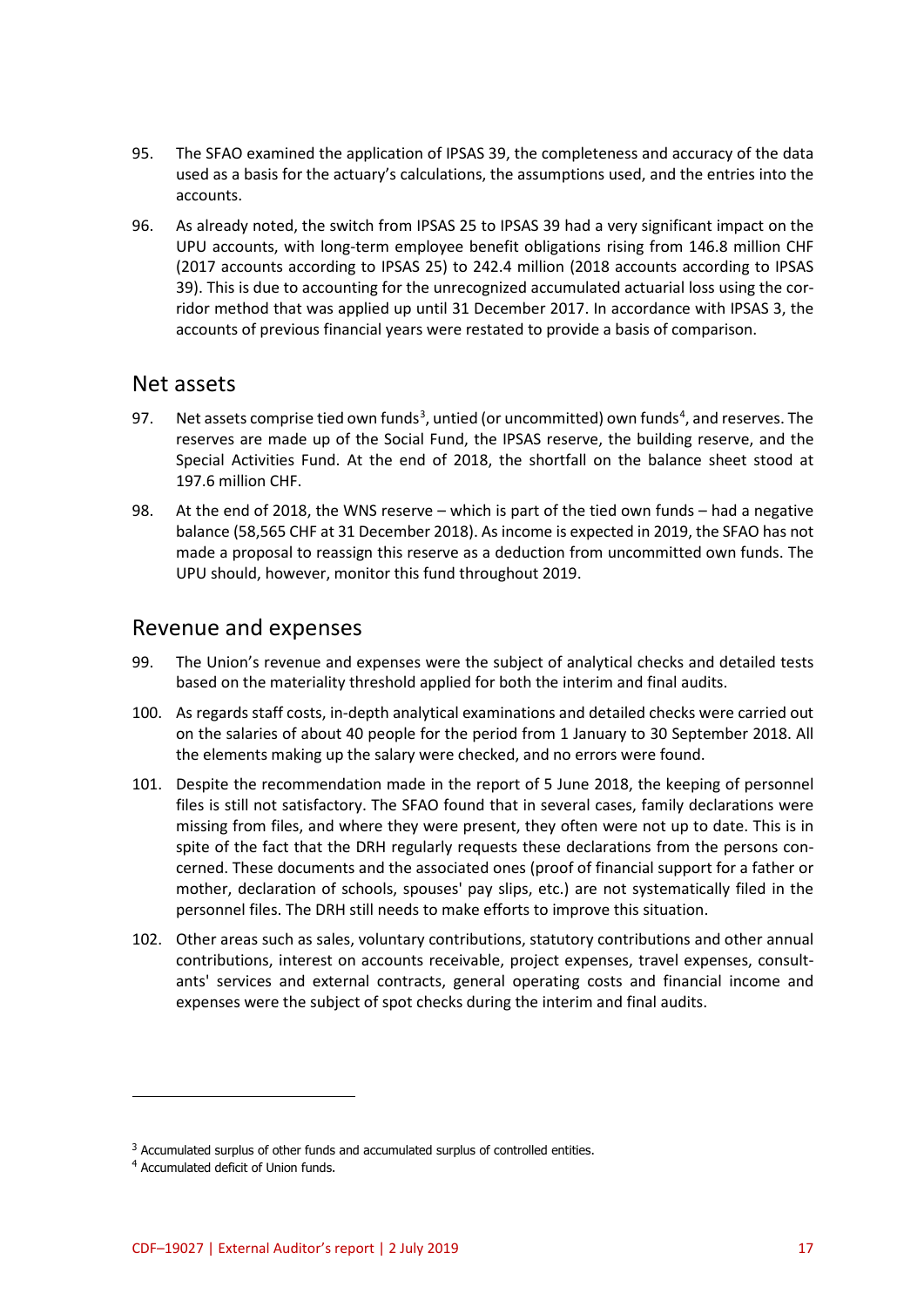95. The SFAO examined the application of IPSAS 39, the completeness and accuracy of the data used as a basis for the actuary's calculations, the assumptions used, and the entries into the accounts.

96. As already noted, the switch from IPSAS 25 to IPSAS 39 had a very significant impact on the UPU accounts, with long-term employee benefit obligations rising from 146.8 million CHF (2017 accounts according to IPSAS 25) to 242.4 million (2018 accounts according to IPSAS 39). This is due to accounting for the unrecognized accumulated actuarial loss using the corridor method that was applied up until 31 December 2017. In accordance with IPSAS 3, the accounts of previous financial years were restated to provide a basis of comparison.

## Net assets

97. Net assets comprise tied own funds[3], untied (or uncommitted) own funds[4], and reserves. The reserves are made up of the Social Fund, the IPSAS reserve, the building reserve, and the Special Activities Fund. At the end of 2018, the shortfall on the balance sheet stood at 197.6 million CHF.

98. At the end of 2018, the WNS reserve – which is part of the tied own funds – had a negative balance (58,565 CHF at 31 December 2018). As income is expected in 2019, the SFAO has not made a proposal to reassign this reserve as a deduction from uncommitted own funds. The UPU should, however, monitor this fund throughout 2019.

## Revenue and expenses

99. The Union's revenue and expenses were the subject of analytical checks and detailed tests based on the materiality threshold applied for both the interim and final audits.

100. As regards staff costs, in-depth analytical examinations and detailed checks were carried out on the salaries of about 40 people for the period from 1 January to 30 September 2018. All the elements making up the salary were checked, and no errors were found.

101. Despite the recommendation made in the report of 5 June 2018, the keeping of personnel files is still not satisfactory. The SFAO found that in several cases, family declarations were missing from files, and where they were present, they often were not up to date. This is in spite of the fact that the DRH regularly requests these declarations from the persons concerned. These documents and the associated ones (proof of financial support for a father or mother, declaration of schools, spouses' pay slips, etc.) are not systematically filed in the personnel files. The DRH still needs to make efforts to improve this situation.

102. Other areas such as sales, voluntary contributions, statutory contributions and other annual contributions, interest on accounts receivable, project expenses, travel expenses, consultants' services and external contracts, general operating costs and financial income and expenses were the subject of spot checks during the interim and final audits.

---

[3] Accumulated surplus of other funds and accumulated surplus of controlled entities.

[4] Accumulated deficit of Union funds.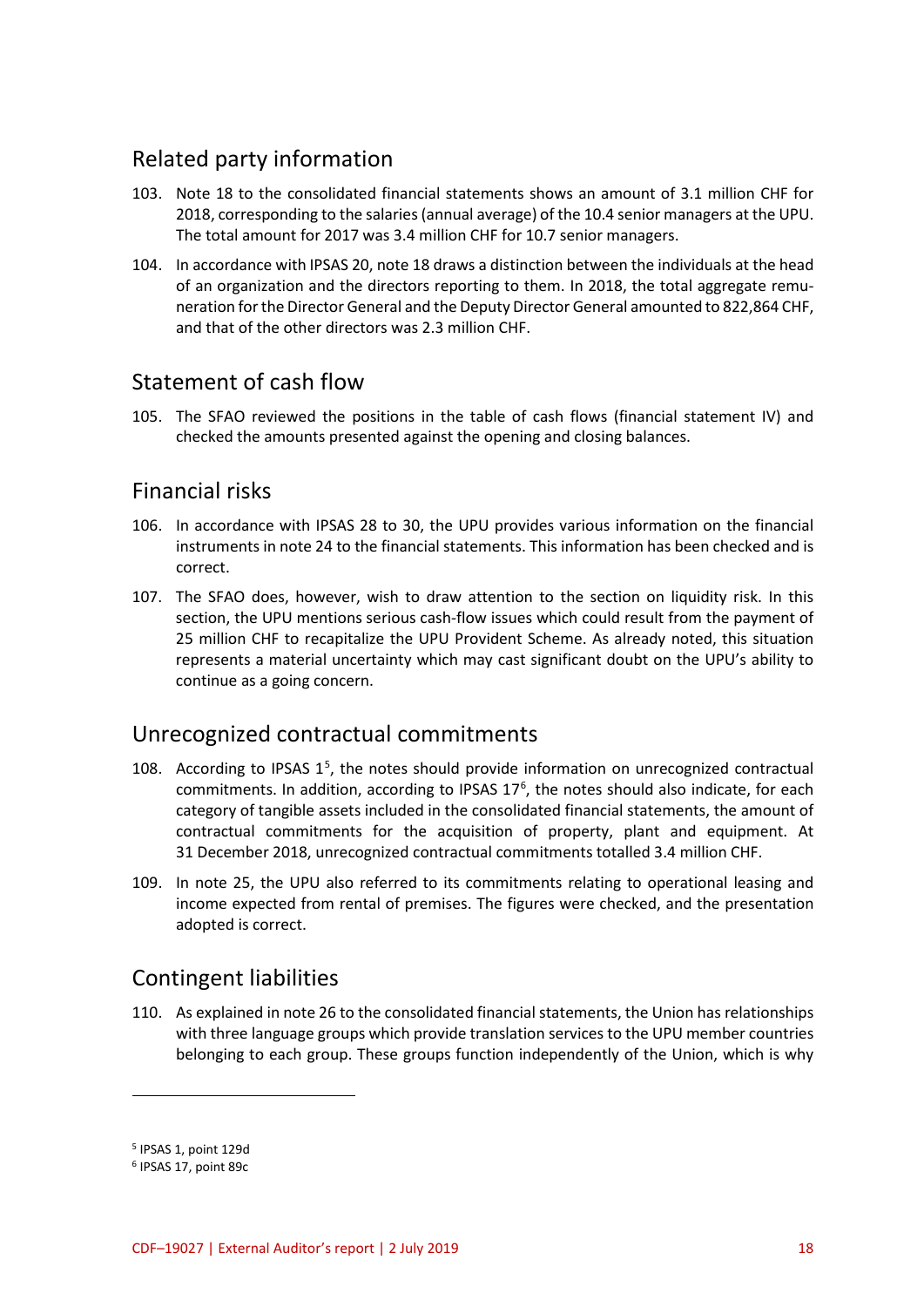## Related party information

103. Note 18 to the consolidated financial statements shows an amount of 3.1 million CHF for 2018, corresponding to the salaries (annual average) of the 10.4 senior managers at the UPU. The total amount for 2017 was 3.4 million CHF for 10.7 senior managers.

104. In accordance with IPSAS 20, note 18 draws a distinction between the individuals at the head of an organization and the directors reporting to them. In 2018, the total aggregate remuneration for the Director General and the Deputy Director General amounted to 822,864 CHF, and that of the other directors was 2.3 million CHF.

## Statement of cash flow

105. The SFAO reviewed the positions in the table of cash flows (financial statement IV) and checked the amounts presented against the opening and closing balances.

## Financial risks

106. In accordance with IPSAS 28 to 30, the UPU provides various information on the financial instruments in note 24 to the financial statements. This information has been checked and is correct.

107. The SFAO does, however, wish to draw attention to the section on liquidity risk. In this section, the UPU mentions serious cash-flow issues which could result from the payment of 25 million CHF to recapitalize the UPU Provident Scheme. As already noted, this situation represents a material uncertainty which may cast significant doubt on the UPU's ability to continue as a going concern.

## Unrecognized contractual commitments

108. According to IPSAS 1[5], the notes should provide information on unrecognized contractual commitments. In addition, according to IPSAS 17[6], the notes should also indicate, for each category of tangible assets included in the consolidated financial statements, the amount of contractual commitments for the acquisition of property, plant and equipment. At 31 December 2018, unrecognized contractual commitments totalled 3.4 million CHF.

109. In note 25, the UPU also referred to its commitments relating to operational leasing and income expected from rental of premises. The figures were checked, and the presentation adopted is correct.

## Contingent liabilities

110. As explained in note 26 to the consolidated financial statements, the Union has relationships with three language groups which provide translation services to the UPU member countries belonging to each group. These groups function independently of the Union, which is why

[5] IPSAS 1, point 129d

[6] IPSAS 17, point 89c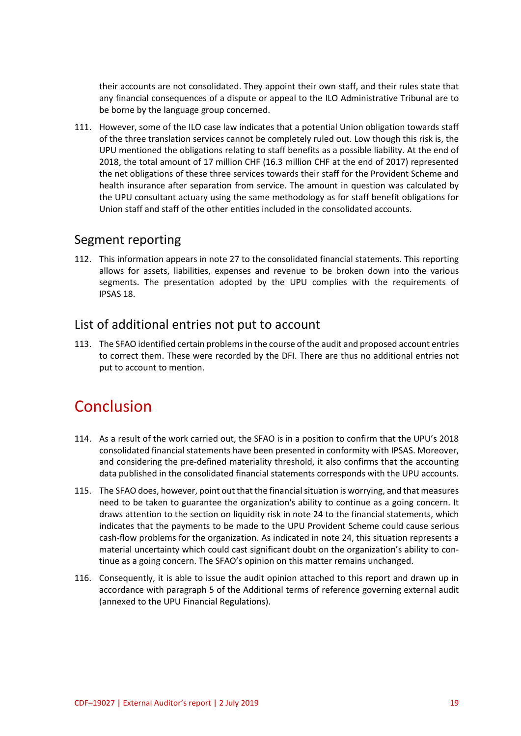their accounts are not consolidated. They appoint their own staff, and their rules state that any financial consequences of a dispute or appeal to the ILO Administrative Tribunal are to be borne by the language group concerned.

111. However, some of the ILO case law indicates that a potential Union obligation towards staff of the three translation services cannot be completely ruled out. Low though this risk is, the UPU mentioned the obligations relating to staff benefits as a possible liability. At the end of 2018, the total amount of 17 million CHF (16.3 million CHF at the end of 2017) represented the net obligations of these three services towards their staff for the Provident Scheme and health insurance after separation from service. The amount in question was calculated by the UPU consultant actuary using the same methodology as for staff benefit obligations for Union staff and staff of the other entities included in the consolidated accounts.

## Segment reporting

112. This information appears in note 27 to the consolidated financial statements. This reporting allows for assets, liabilities, expenses and revenue to be broken down into the various segments. The presentation adopted by the UPU complies with the requirements of IPSAS 18.

## List of additional entries not put to account

113. The SFAO identified certain problems in the course of the audit and proposed account entries to correct them. These were recorded by the DFI. There are thus no additional entries not put to account to mention.

# Conclusion

114. As a result of the work carried out, the SFAO is in a position to confirm that the UPU's 2018 consolidated financial statements have been presented in conformity with IPSAS. Moreover, and considering the pre-defined materiality threshold, it also confirms that the accounting data published in the consolidated financial statements corresponds with the UPU accounts.

115. The SFAO does, however, point out that the financial situation is worrying, and that measures need to be taken to guarantee the organization's ability to continue as a going concern. It draws attention to the section on liquidity risk in note 24 to the financial statements, which indicates that the payments to be made to the UPU Provident Scheme could cause serious cash-flow problems for the organization. As indicated in note 24, this situation represents a material uncertainty which could cast significant doubt on the organization's ability to continue as a going concern. The SFAO's opinion on this matter remains unchanged.

116. Consequently, it is able to issue the audit opinion attached to this report and drawn up in accordance with paragraph 5 of the Additional terms of reference governing external audit (annexed to the UPU Financial Regulations).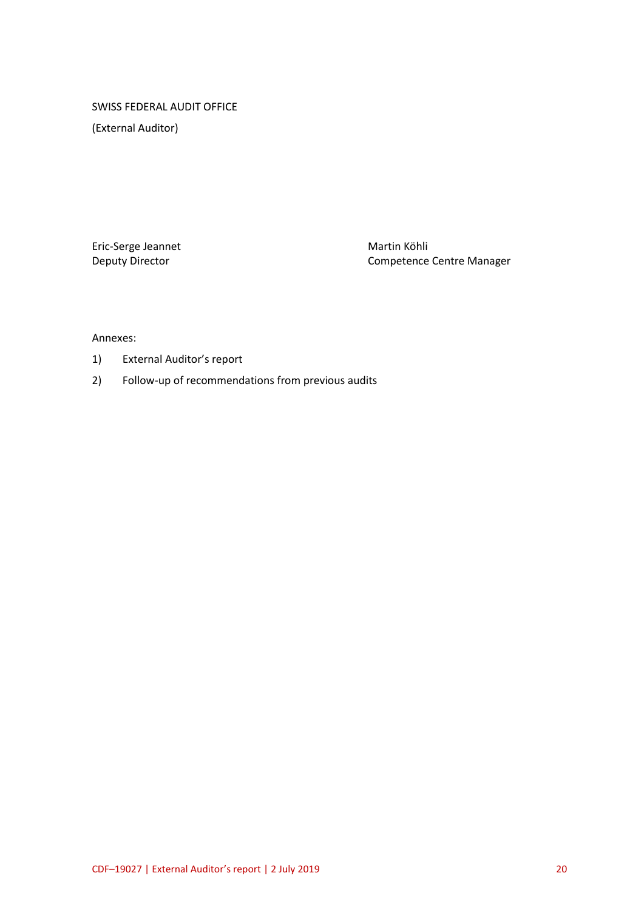SWISS FEDERAL AUDIT OFFICE

(External Auditor)

Eric-Serge Jeannet
Deputy Director

Martin Köhli
Competence Centre Manager

Annexes:

1) External Auditor’s report
2) Follow-up of recommendations from previous audits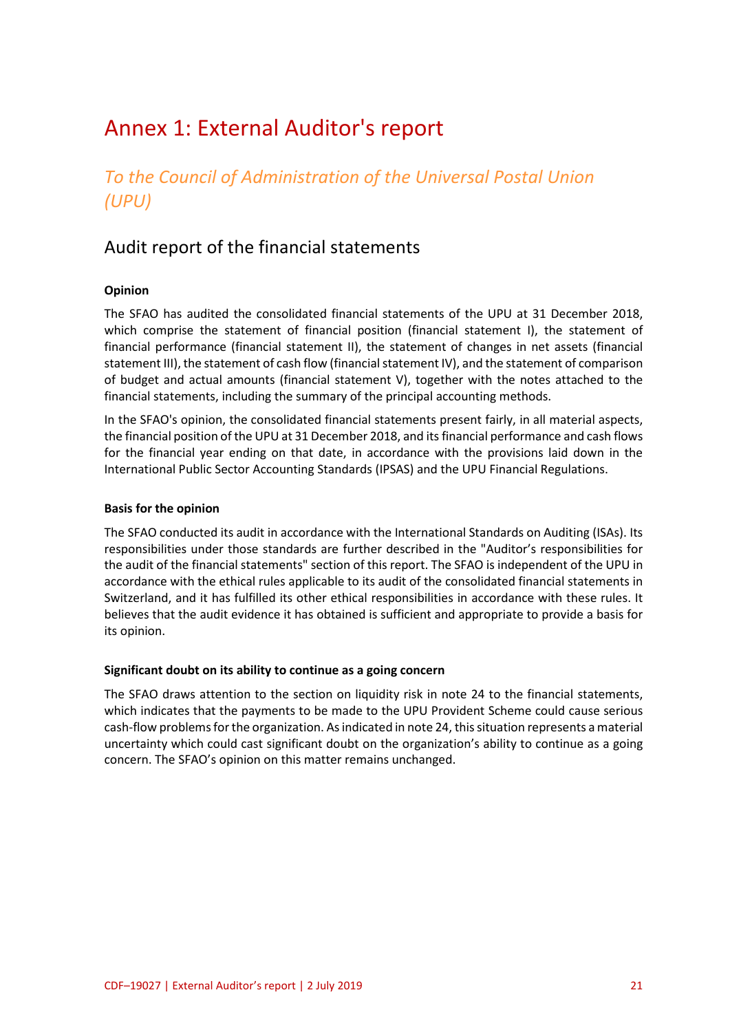# Annex 1: External Auditor's report

## *To the Council of Administration of the Universal Postal Union (UPU)*

## Audit report of the financial statements

**Opinion**

The SFAO has audited the consolidated financial statements of the UPU at 31 December 2018, which comprise the statement of financial position (financial statement I), the statement of financial performance (financial statement II), the statement of changes in net assets (financial statement III), the statement of cash flow (financial statement IV), and the statement of comparison of budget and actual amounts (financial statement V), together with the notes attached to the financial statements, including the summary of the principal accounting methods.

In the SFAO's opinion, the consolidated financial statements present fairly, in all material aspects, the financial position of the UPU at 31 December 2018, and its financial performance and cash flows for the financial year ending on that date, in accordance with the provisions laid down in the International Public Sector Accounting Standards (IPSAS) and the UPU Financial Regulations.

**Basis for the opinion**

The SFAO conducted its audit in accordance with the International Standards on Auditing (ISAs). Its responsibilities under those standards are further described in the "Auditor's responsibilities for the audit of the financial statements" section of this report. The SFAO is independent of the UPU in accordance with the ethical rules applicable to its audit of the consolidated financial statements in Switzerland, and it has fulfilled its other ethical responsibilities in accordance with these rules. It believes that the audit evidence it has obtained is sufficient and appropriate to provide a basis for its opinion.

**Significant doubt on its ability to continue as a going concern**

The SFAO draws attention to the section on liquidity risk in note 24 to the financial statements, which indicates that the payments to be made to the UPU Provident Scheme could cause serious cash-flow problems for the organization. As indicated in note 24, this situation represents a material uncertainty which could cast significant doubt on the organization's ability to continue as a going concern. The SFAO's opinion on this matter remains unchanged.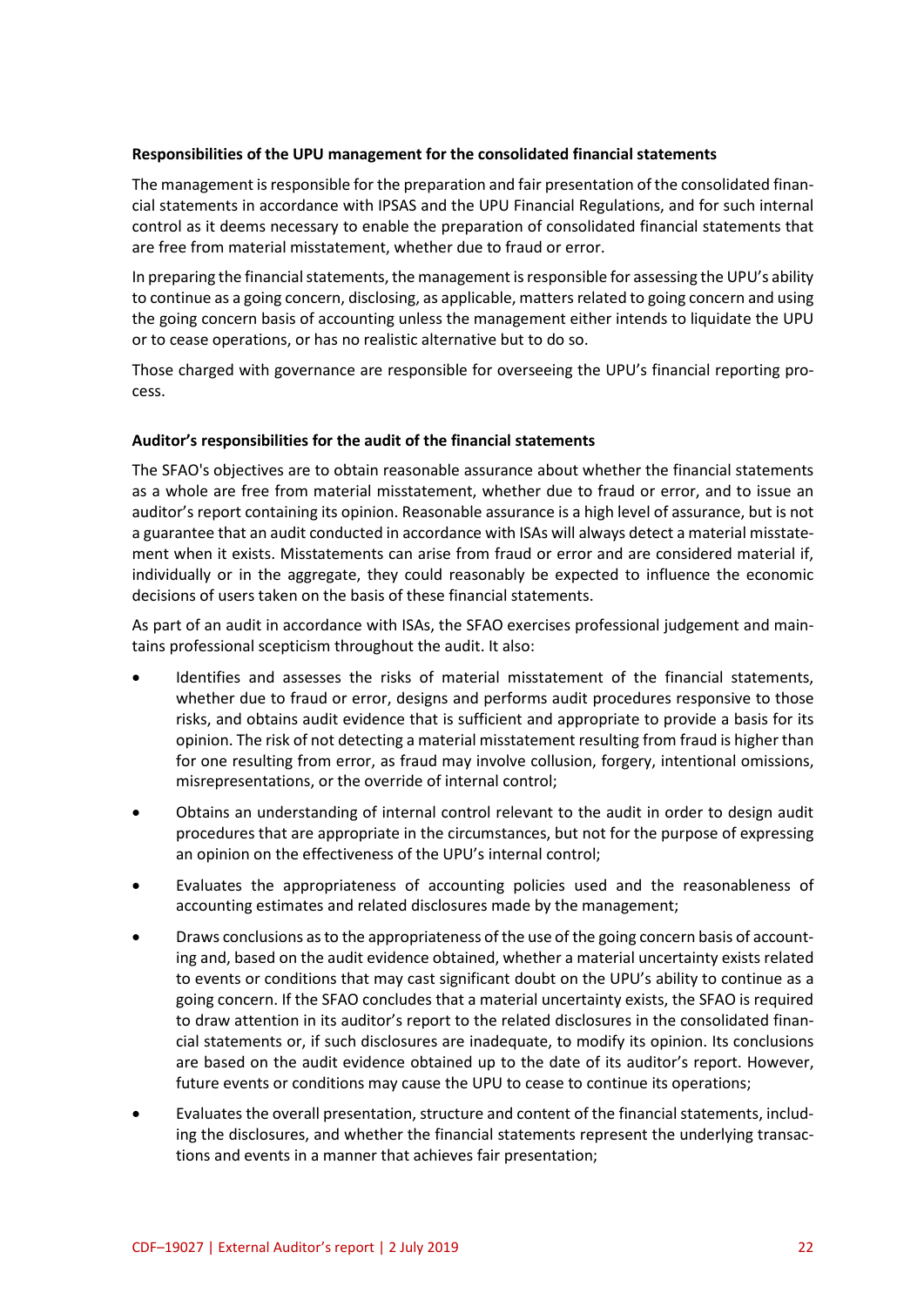**Responsibilities of the UPU management for the consolidated financial statements**

The management is responsible for the preparation and fair presentation of the consolidated financial statements in accordance with IPSAS and the UPU Financial Regulations, and for such internal control as it deems necessary to enable the preparation of consolidated financial statements that are free from material misstatement, whether due to fraud or error.

In preparing the financial statements, the management is responsible for assessing the UPU's ability to continue as a going concern, disclosing, as applicable, matters related to going concern and using the going concern basis of accounting unless the management either intends to liquidate the UPU or to cease operations, or has no realistic alternative but to do so.

Those charged with governance are responsible for overseeing the UPU's financial reporting process.

**Auditor's responsibilities for the audit of the financial statements**

The SFAO's objectives are to obtain reasonable assurance about whether the financial statements as a whole are free from material misstatement, whether due to fraud or error, and to issue an auditor's report containing its opinion. Reasonable assurance is a high level of assurance, but is not a guarantee that an audit conducted in accordance with ISAs will always detect a material misstatement when it exists. Misstatements can arise from fraud or error and are considered material if, individually or in the aggregate, they could reasonably be expected to influence the economic decisions of users taken on the basis of these financial statements.

As part of an audit in accordance with ISAs, the SFAO exercises professional judgement and maintains professional scepticism throughout the audit. It also:

- Identifies and assesses the risks of material misstatement of the financial statements, whether due to fraud or error, designs and performs audit procedures responsive to those risks, and obtains audit evidence that is sufficient and appropriate to provide a basis for its opinion. The risk of not detecting a material misstatement resulting from fraud is higher than for one resulting from error, as fraud may involve collusion, forgery, intentional omissions, misrepresentations, or the override of internal control;
- Obtains an understanding of internal control relevant to the audit in order to design audit procedures that are appropriate in the circumstances, but not for the purpose of expressing an opinion on the effectiveness of the UPU's internal control;
- Evaluates the appropriateness of accounting policies used and the reasonableness of accounting estimates and related disclosures made by the management;
- Draws conclusions as to the appropriateness of the use of the going concern basis of accounting and, based on the audit evidence obtained, whether a material uncertainty exists related to events or conditions that may cast significant doubt on the UPU's ability to continue as a going concern. If the SFAO concludes that a material uncertainty exists, the SFAO is required to draw attention in its auditor's report to the related disclosures in the consolidated financial statements or, if such disclosures are inadequate, to modify its opinion. Its conclusions are based on the audit evidence obtained up to the date of its auditor's report. However, future events or conditions may cause the UPU to cease to continue its operations;
- Evaluates the overall presentation, structure and content of the financial statements, including the disclosures, and whether the financial statements represent the underlying transactions and events in a manner that achieves fair presentation;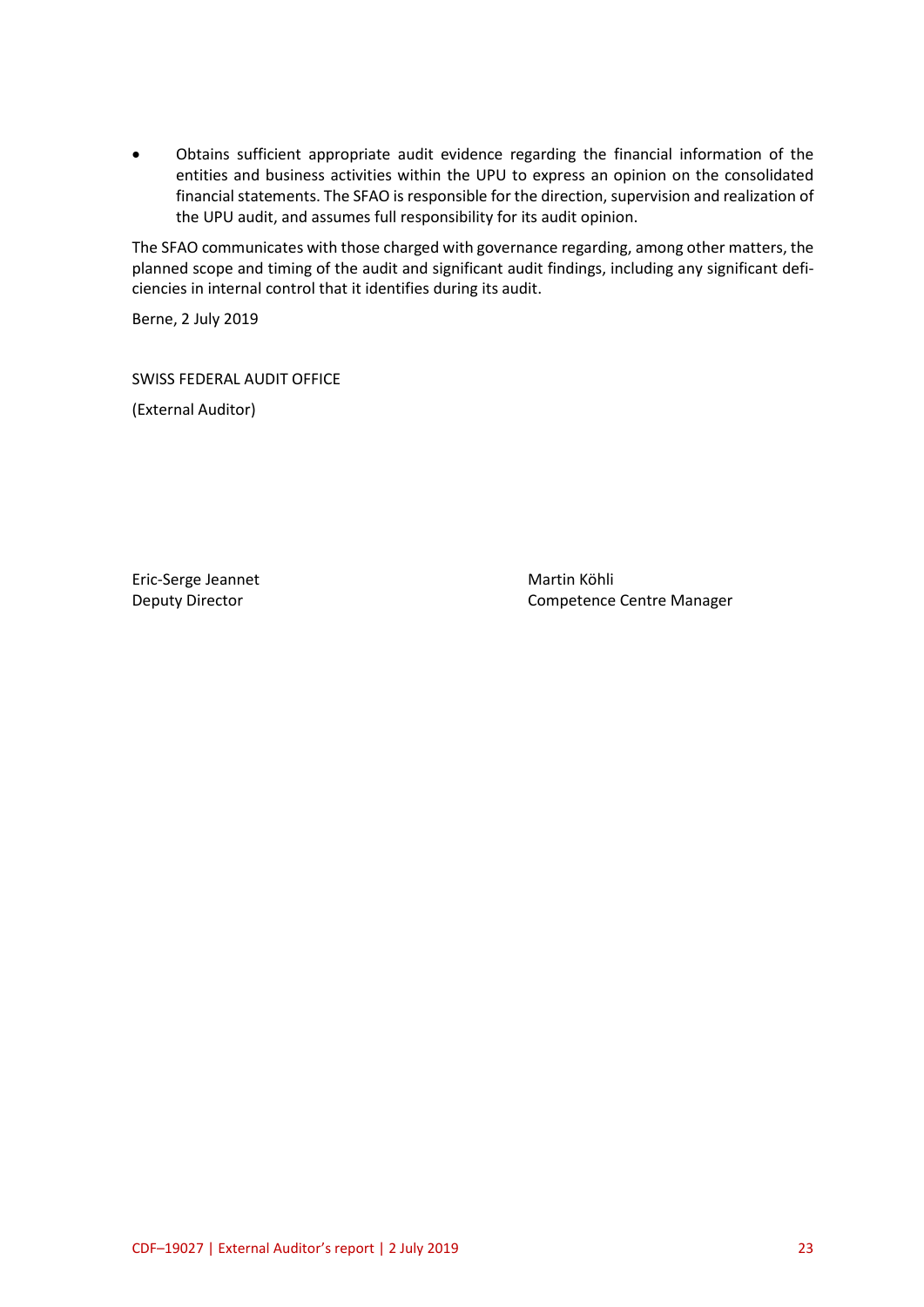- Obtains sufficient appropriate audit evidence regarding the financial information of the entities and business activities within the UPU to express an opinion on the consolidated financial statements. The SFAO is responsible for the direction, supervision and realization of the UPU audit, and assumes full responsibility for its audit opinion.

The SFAO communicates with those charged with governance regarding, among other matters, the planned scope and timing of the audit and significant audit findings, including any significant deficiencies in internal control that it identifies during its audit.

Berne, 2 July 2019

SWISS FEDERAL AUDIT OFFICE

(External Auditor)

Eric-Serge Jeannet
Deputy Director

Martin Köhli
Competence Centre Manager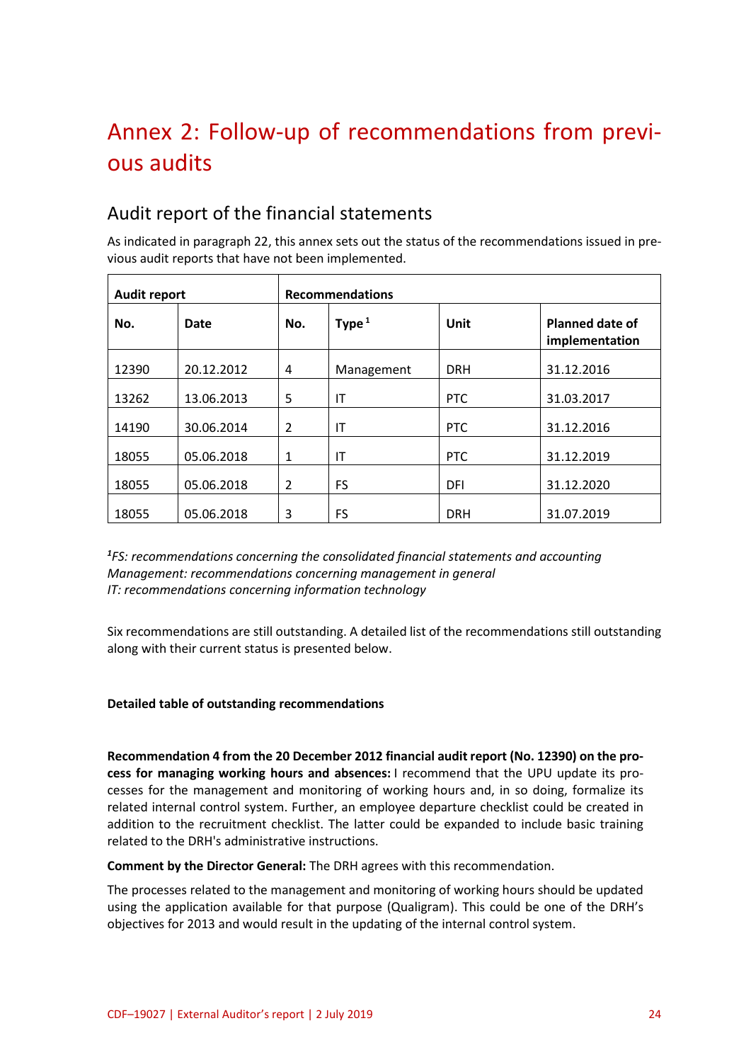# Annex 2: Follow-up of recommendations from previous audits

## Audit report of the financial statements

As indicated in paragraph 22, this annex sets out the status of the recommendations issued in previous audit reports that have not been implemented.

| Audit report | | Recommendations | | | |
|---|---|---|---|---|---|
| **No.** | **Date** | **No.** | **Type** [1] | **Unit** | **Planned date of implementation** |
| 12390 | 20.12.2012 | 4 | Management | DRH | 31.12.2016 |
| 13262 | 13.06.2013 | 5 | IT | PTC | 31.03.2017 |
| 14190 | 30.06.2014 | 2 | IT | PTC | 31.12.2016 |
| 18055 | 05.06.2018 | 1 | IT | PTC | 31.12.2019 |
| 18055 | 05.06.2018 | 2 | FS | DFI | 31.12.2020 |
| 18055 | 05.06.2018 | 3 | FS | DRH | 31.07.2019 |

*[1] FS: recommendations concerning the consolidated financial statements and accounting*
*Management: recommendations concerning management in general*
*IT: recommendations concerning information technology*

Six recommendations are still outstanding. A detailed list of the recommendations still outstanding along with their current status is presented below.

**Detailed table of outstanding recommendations**

**Recommendation 4 from the 20 December 2012 financial audit report (No. 12390) on the process for managing working hours and absences:** I recommend that the UPU update its processes for the management and monitoring of working hours and, in so doing, formalize its related internal control system. Further, an employee departure checklist could be created in addition to the recruitment checklist. The latter could be expanded to include basic training related to the DRH's administrative instructions.

**Comment by the Director General:** The DRH agrees with this recommendation.

The processes related to the management and monitoring of working hours should be updated using the application available for that purpose (Qualigram). This could be one of the DRH's objectives for 2013 and would result in the updating of the internal control system.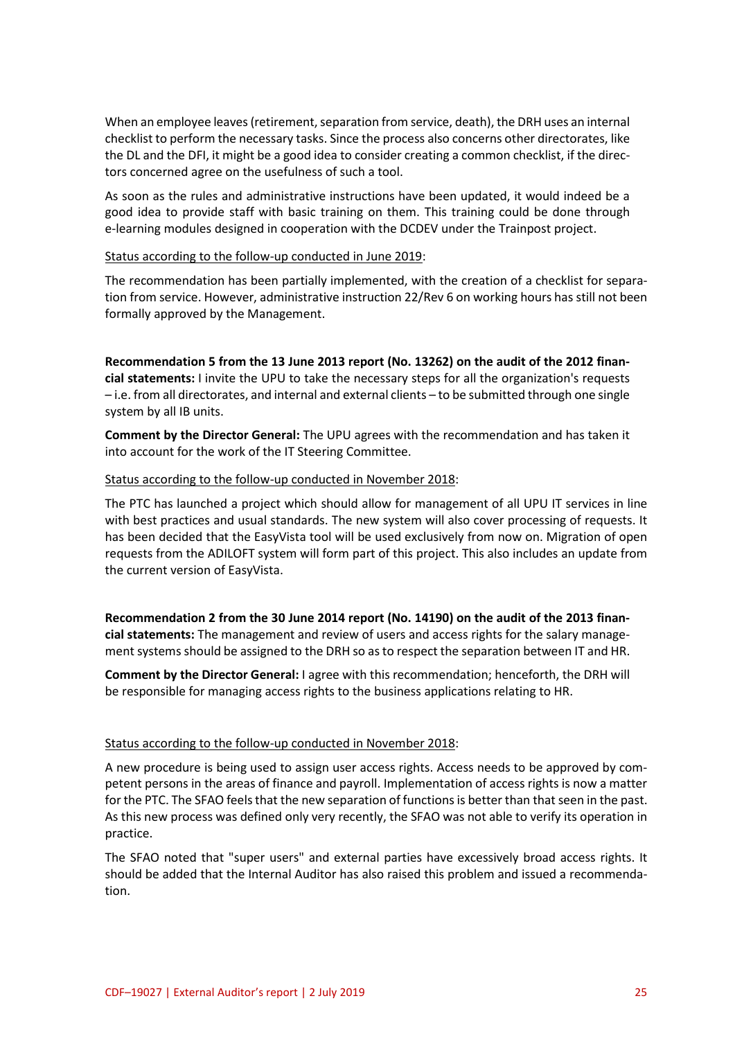When an employee leaves (retirement, separation from service, death), the DRH uses an internal checklist to perform the necessary tasks. Since the process also concerns other directorates, like the DL and the DFI, it might be a good idea to consider creating a common checklist, if the directors concerned agree on the usefulness of such a tool.

As soon as the rules and administrative instructions have been updated, it would indeed be a good idea to provide staff with basic training on them. This training could be done through e-learning modules designed in cooperation with the DCDEV under the Trainpost project.

<u>Status according to the follow-up conducted in June 2019</u>:

The recommendation has been partially implemented, with the creation of a checklist for separation from service. However, administrative instruction 22/Rev 6 on working hours has still not been formally approved by the Management.

**Recommendation 5 from the 13 June 2013 report (No. 13262) on the audit of the 2012 financial statements:** I invite the UPU to take the necessary steps for all the organization's requests – i.e. from all directorates, and internal and external clients – to be submitted through one single system by all IB units.

**Comment by the Director General:** The UPU agrees with the recommendation and has taken it into account for the work of the IT Steering Committee.

<u>Status according to the follow-up conducted in November 2018</u>:

The PTC has launched a project which should allow for management of all UPU IT services in line with best practices and usual standards. The new system will also cover processing of requests. It has been decided that the EasyVista tool will be used exclusively from now on. Migration of open requests from the ADILOFT system will form part of this project. This also includes an update from the current version of EasyVista.

**Recommendation 2 from the 30 June 2014 report (No. 14190) on the audit of the 2013 financial statements:** The management and review of users and access rights for the salary management systems should be assigned to the DRH so as to respect the separation between IT and HR.

**Comment by the Director General:** I agree with this recommendation; henceforth, the DRH will be responsible for managing access rights to the business applications relating to HR.

<u>Status according to the follow-up conducted in November 2018</u>:

A new procedure is being used to assign user access rights. Access needs to be approved by competent persons in the areas of finance and payroll. Implementation of access rights is now a matter for the PTC. The SFAO feels that the new separation of functions is better than that seen in the past. As this new process was defined only very recently, the SFAO was not able to verify its operation in practice.

The SFAO noted that "super users" and external parties have excessively broad access rights. It should be added that the Internal Auditor has also raised this problem and issued a recommendation.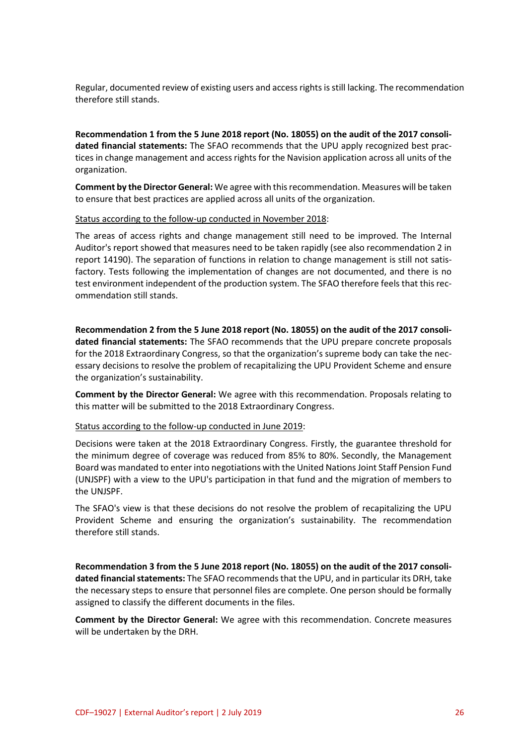Regular, documented review of existing users and access rights is still lacking. The recommendation therefore still stands.

**Recommendation 1 from the 5 June 2018 report (No. 18055) on the audit of the 2017 consolidated financial statements:** The SFAO recommends that the UPU apply recognized best practices in change management and access rights for the Navision application across all units of the organization.

**Comment by the Director General:** We agree with this recommendation. Measures will be taken to ensure that best practices are applied across all units of the organization.

Status according to the follow-up conducted in November 2018:

The areas of access rights and change management still need to be improved. The Internal Auditor's report showed that measures need to be taken rapidly (see also recommendation 2 in report 14190). The separation of functions in relation to change management is still not satisfactory. Tests following the implementation of changes are not documented, and there is no test environment independent of the production system. The SFAO therefore feels that this recommendation still stands.

**Recommendation 2 from the 5 June 2018 report (No. 18055) on the audit of the 2017 consolidated financial statements:** The SFAO recommends that the UPU prepare concrete proposals for the 2018 Extraordinary Congress, so that the organization's supreme body can take the necessary decisions to resolve the problem of recapitalizing the UPU Provident Scheme and ensure the organization's sustainability.

**Comment by the Director General:** We agree with this recommendation. Proposals relating to this matter will be submitted to the 2018 Extraordinary Congress.

Status according to the follow-up conducted in June 2019:

Decisions were taken at the 2018 Extraordinary Congress. Firstly, the guarantee threshold for the minimum degree of coverage was reduced from 85% to 80%. Secondly, the Management Board was mandated to enter into negotiations with the United Nations Joint Staff Pension Fund (UNJSPF) with a view to the UPU's participation in that fund and the migration of members to the UNJSPF.

The SFAO's view is that these decisions do not resolve the problem of recapitalizing the UPU Provident Scheme and ensuring the organization's sustainability. The recommendation therefore still stands.

**Recommendation 3 from the 5 June 2018 report (No. 18055) on the audit of the 2017 consolidated financial statements:** The SFAO recommends that the UPU, and in particular its DRH, take the necessary steps to ensure that personnel files are complete. One person should be formally assigned to classify the different documents in the files.

**Comment by the Director General:** We agree with this recommendation. Concrete measures will be undertaken by the DRH.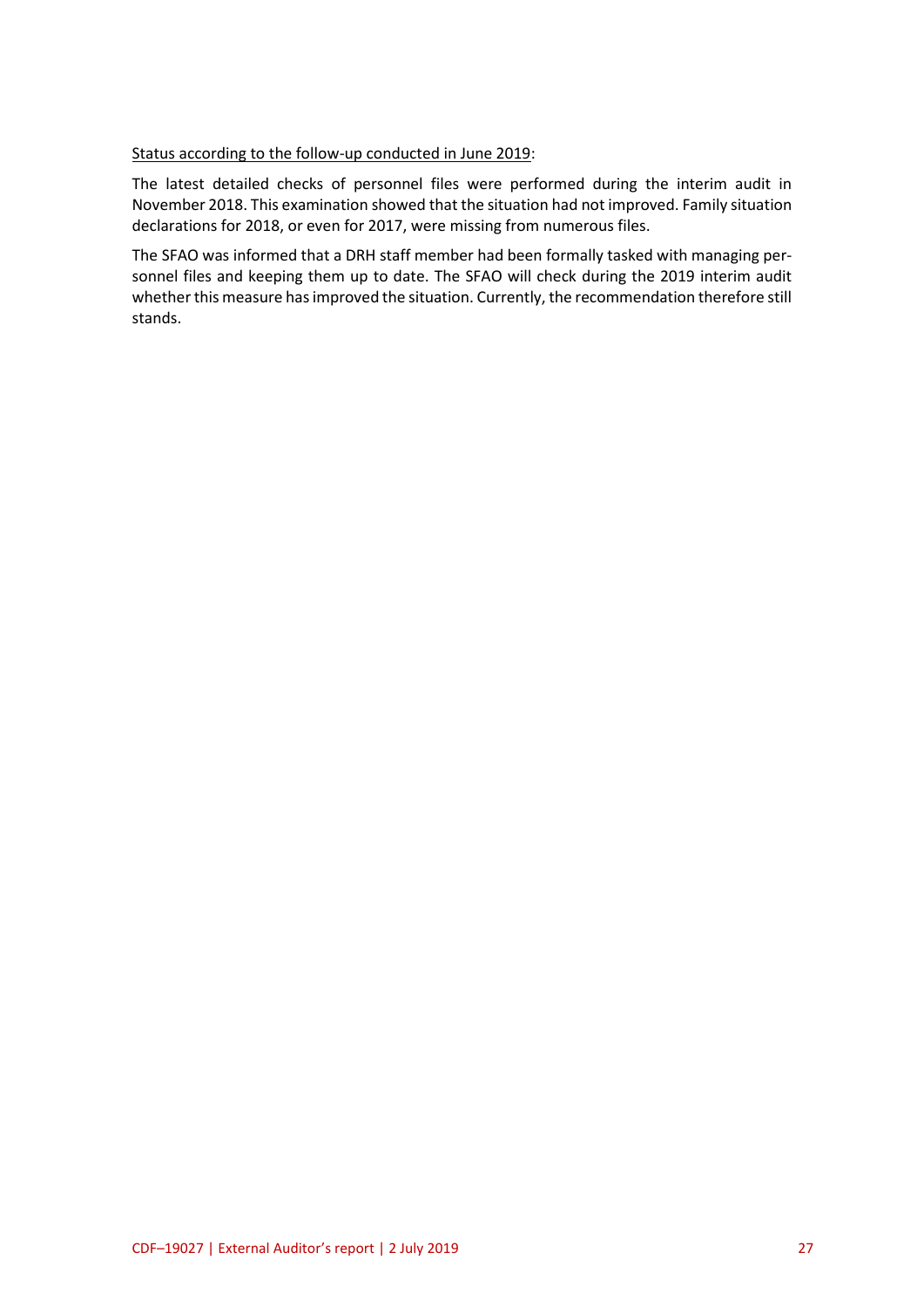Status according to the follow-up conducted in June 2019:

The latest detailed checks of personnel files were performed during the interim audit in November 2018. This examination showed that the situation had not improved. Family situation declarations for 2018, or even for 2017, were missing from numerous files.

The SFAO was informed that a DRH staff member had been formally tasked with managing personnel files and keeping them up to date. The SFAO will check during the 2019 interim audit whether this measure has improved the situation. Currently, the recommendation therefore still stands.